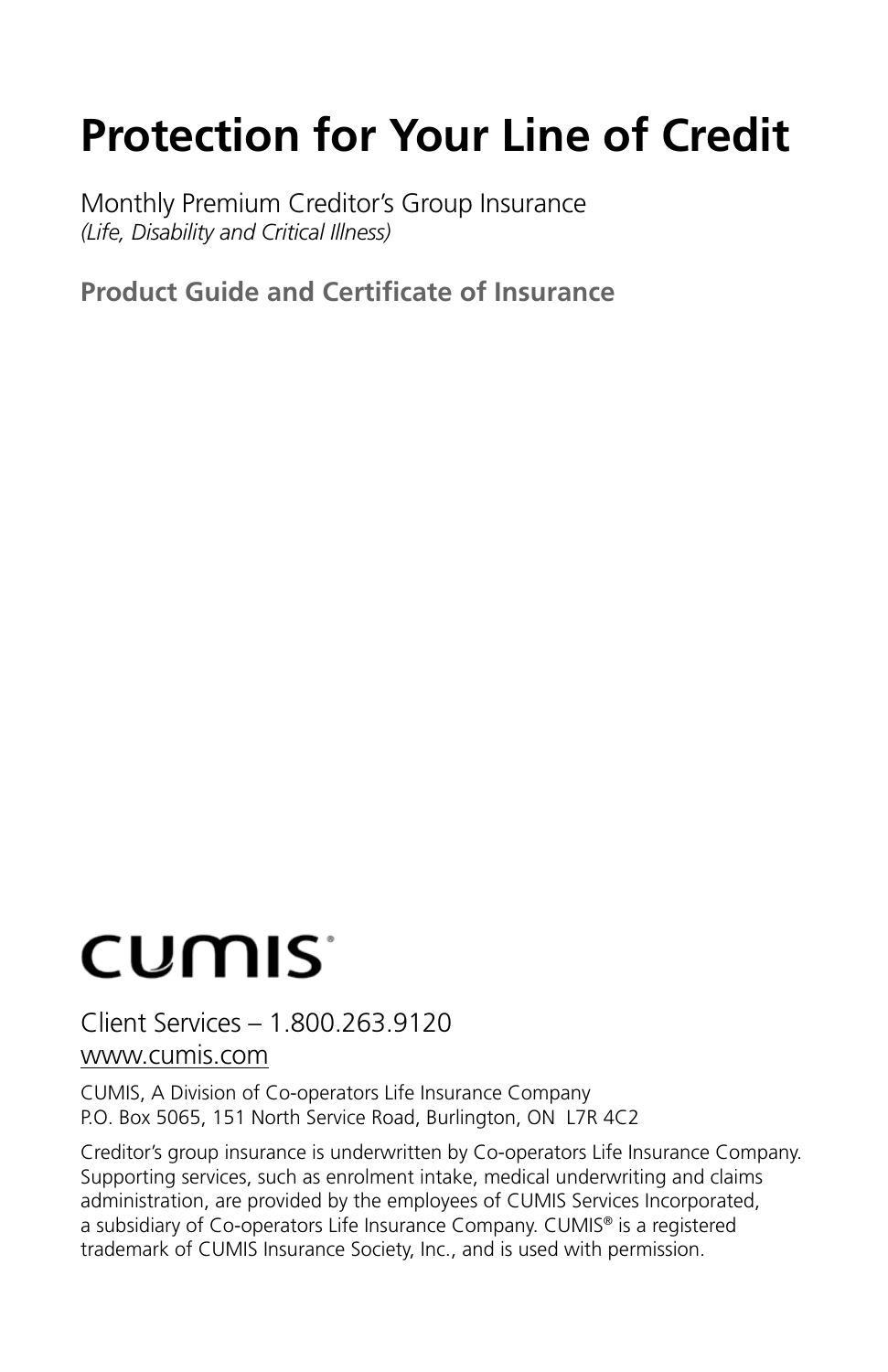# Protection for Your Line of Credit

Monthly Premium Creditor's Group Insurance
*(Life, Disability and Critical Illness)*

**Product Guide and Certificate of Insurance**

CUMIS

Client Services – 1.800.263.9120
www.cumis.com

CUMIS, A Division of Co-operators Life Insurance Company
P.O. Box 5065, 151 North Service Road, Burlington, ON L7R 4C2

Creditor's group insurance is underwritten by Co-operators Life Insurance Company. Supporting services, such as enrolment intake, medical underwriting and claims administration, are provided by the employees of CUMIS Services Incorporated, a subsidiary of Co-operators Life Insurance Company. CUMIS® is a registered trademark of CUMIS Insurance Society, Inc., and is used with permission.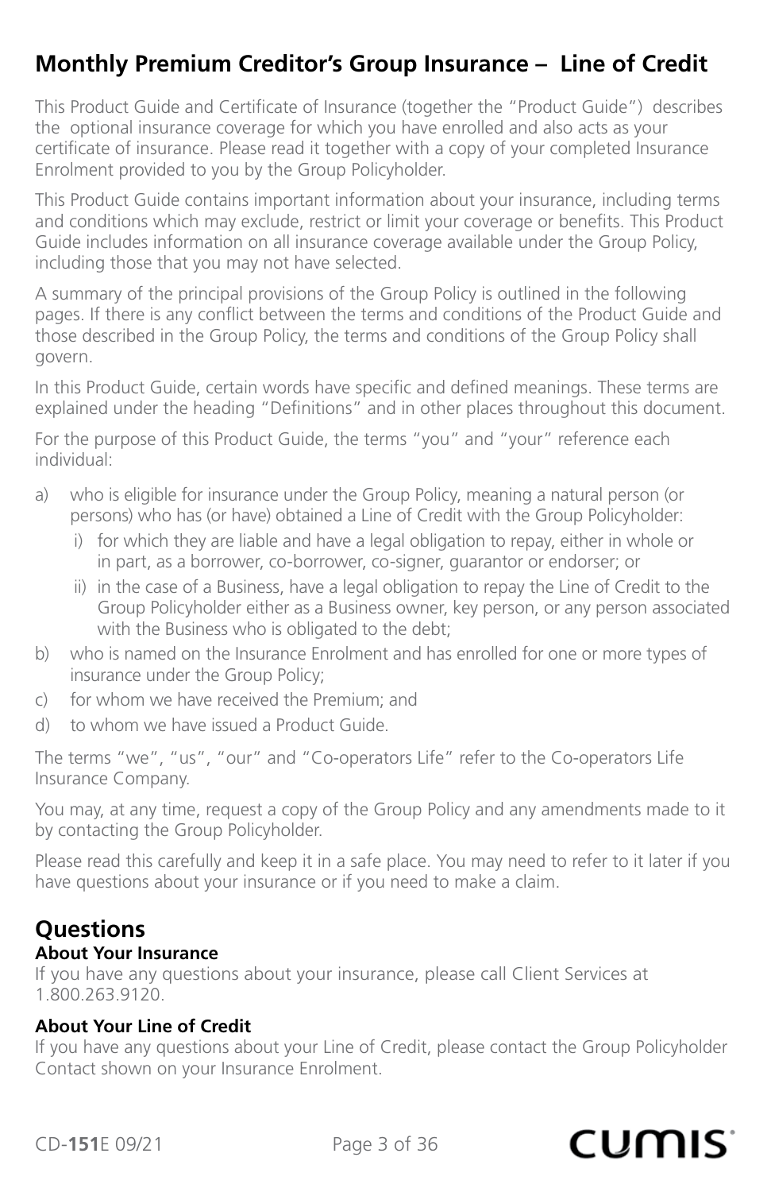## Monthly Premium Creditor's Group Insurance – Line of Credit

This Product Guide and Certificate of Insurance (together the "Product Guide") describes the optional insurance coverage for which you have enrolled and also acts as your certificate of insurance. Please read it together with a copy of your completed Insurance Enrolment provided to you by the Group Policyholder.

This Product Guide contains important information about your insurance, including terms and conditions which may exclude, restrict or limit your coverage or benefits. This Product Guide includes information on all insurance coverage available under the Group Policy, including those that you may not have selected.

A summary of the principal provisions of the Group Policy is outlined in the following pages. If there is any conflict between the terms and conditions of the Product Guide and those described in the Group Policy, the terms and conditions of the Group Policy shall govern.

In this Product Guide, certain words have specific and defined meanings. These terms are explained under the heading "Definitions" and in other places throughout this document.

For the purpose of this Product Guide, the terms "you" and "your" reference each individual:

a) who is eligible for insurance under the Group Policy, meaning a natural person (or persons) who has (or have) obtained a Line of Credit with the Group Policyholder:
   i) for which they are liable and have a legal obligation to repay, either in whole or in part, as a borrower, co-borrower, co-signer, guarantor or endorser; or
   ii) in the case of a Business, have a legal obligation to repay the Line of Credit to the Group Policyholder either as a Business owner, key person, or any person associated with the Business who is obligated to the debt;
b) who is named on the Insurance Enrolment and has enrolled for one or more types of insurance under the Group Policy;
c) for whom we have received the Premium; and
d) to whom we have issued a Product Guide.

The terms "we", "us", "our" and "Co-operators Life" refer to the Co-operators Life Insurance Company.

You may, at any time, request a copy of the Group Policy and any amendments made to it by contacting the Group Policyholder.

Please read this carefully and keep it in a safe place. You may need to refer to it later if you have questions about your insurance or if you need to make a claim.

## Questions

**About Your Insurance**
If you have any questions about your insurance, please call Client Services at 1.800.263.9120.

**About Your Line of Credit**
If you have any questions about your Line of Credit, please contact the Group Policyholder Contact shown on your Insurance Enrolment.

CD-**151**E 09/21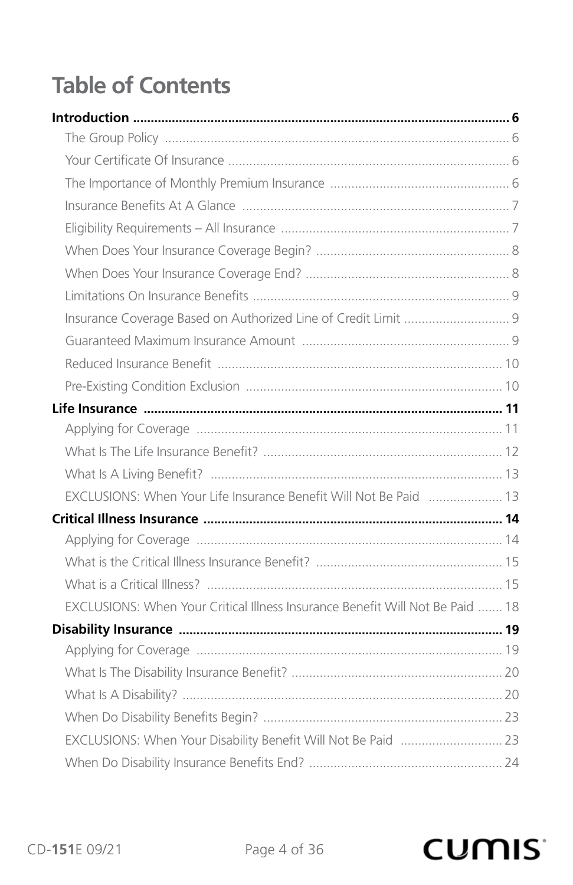# Table of Contents

**Introduction** .......... **6**

- The Group Policy .......... 6
- Your Certificate Of Insurance .......... 6
- The Importance of Monthly Premium Insurance .......... 6
- Insurance Benefits At A Glance .......... 7
- Eligibility Requirements – All Insurance .......... 7
- When Does Your Insurance Coverage Begin? .......... 8
- When Does Your Insurance Coverage End? .......... 8
- Limitations On Insurance Benefits .......... 9
- Insurance Coverage Based on Authorized Line of Credit Limit .......... 9
- Guaranteed Maximum Insurance Amount .......... 9
- Reduced Insurance Benefit .......... 10
- Pre-Existing Condition Exclusion .......... 10

**Life Insurance** .......... **11**

- Applying for Coverage .......... 11
- What Is The Life Insurance Benefit? .......... 12
- What Is A Living Benefit? .......... 13
- EXCLUSIONS: When Your Life Insurance Benefit Will Not Be Paid .......... 13

**Critical Illness Insurance** .......... **14**

- Applying for Coverage .......... 14
- What is the Critical Illness Insurance Benefit? .......... 15
- What is a Critical Illness? .......... 15
- EXCLUSIONS: When Your Critical Illness Insurance Benefit Will Not Be Paid .......... 18

**Disability Insurance** .......... **19**

- Applying for Coverage .......... 19
- What Is The Disability Insurance Benefit? .......... 20
- What Is A Disability? .......... 20
- When Do Disability Benefits Begin? .......... 23
- EXCLUSIONS: When Your Disability Benefit Will Not Be Paid .......... 23
- When Do Disability Insurance Benefits End? .......... 24

CD-**151**E 09/21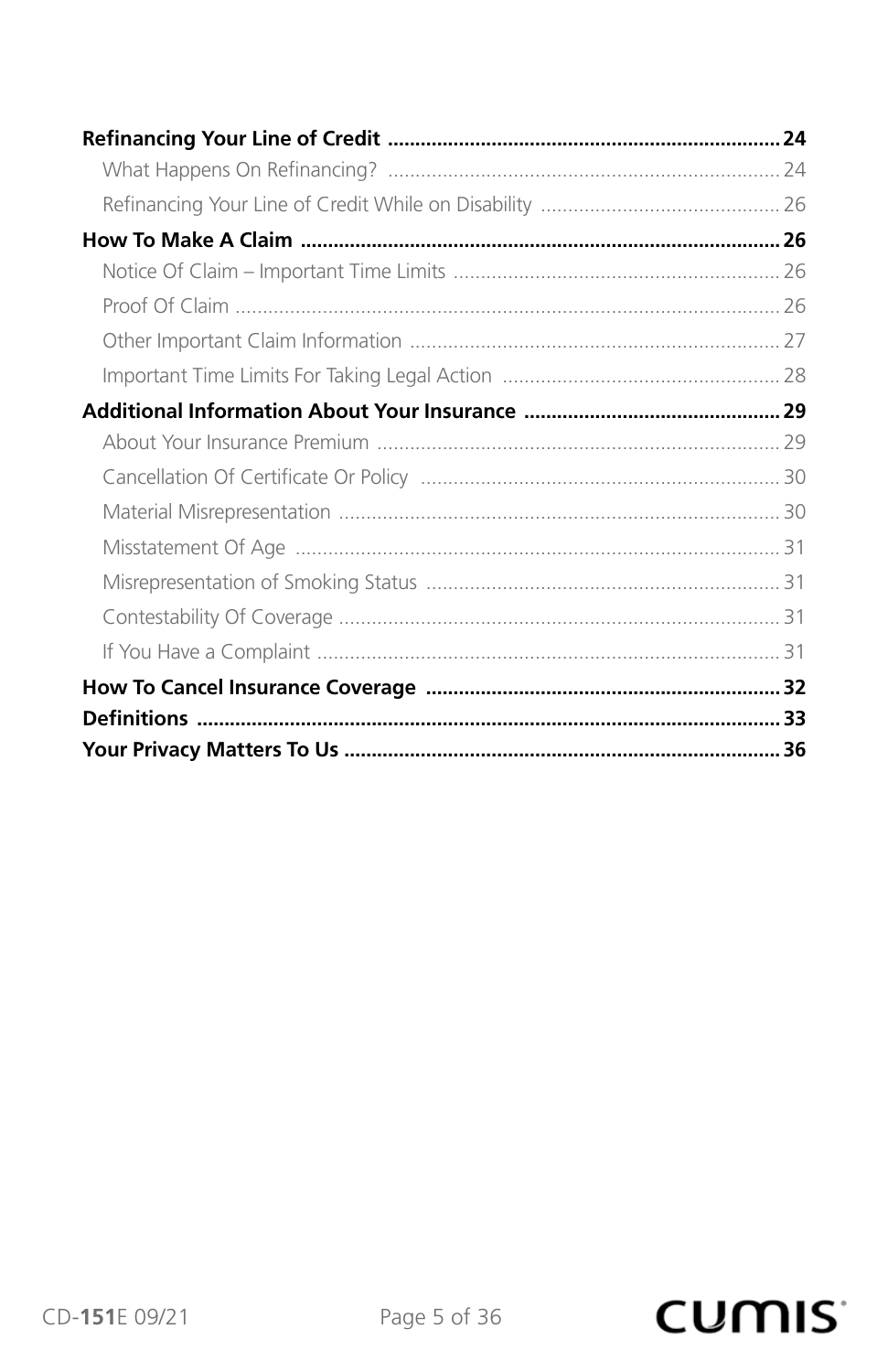**Refinancing Your Line of Credit** ........ **24**

- What Happens On Refinancing? ........ 24
- Refinancing Your Line of Credit While on Disability ........ 26

**How To Make A Claim** ........ **26**

- Notice Of Claim – Important Time Limits ........ 26
- Proof Of Claim ........ 26
- Other Important Claim Information ........ 27
- Important Time Limits For Taking Legal Action ........ 28

**Additional Information About Your Insurance** ........ **29**

- About Your Insurance Premium ........ 29
- Cancellation Of Certificate Or Policy ........ 30
- Material Misrepresentation ........ 30
- Misstatement Of Age ........ 31
- Misrepresentation of Smoking Status ........ 31
- Contestability Of Coverage ........ 31
- If You Have a Complaint ........ 31

**How To Cancel Insurance Coverage** ........ **32**

**Definitions** ........ **33**

**Your Privacy Matters To Us** ........ **36**

CD-**151**E 09/21

CUMIS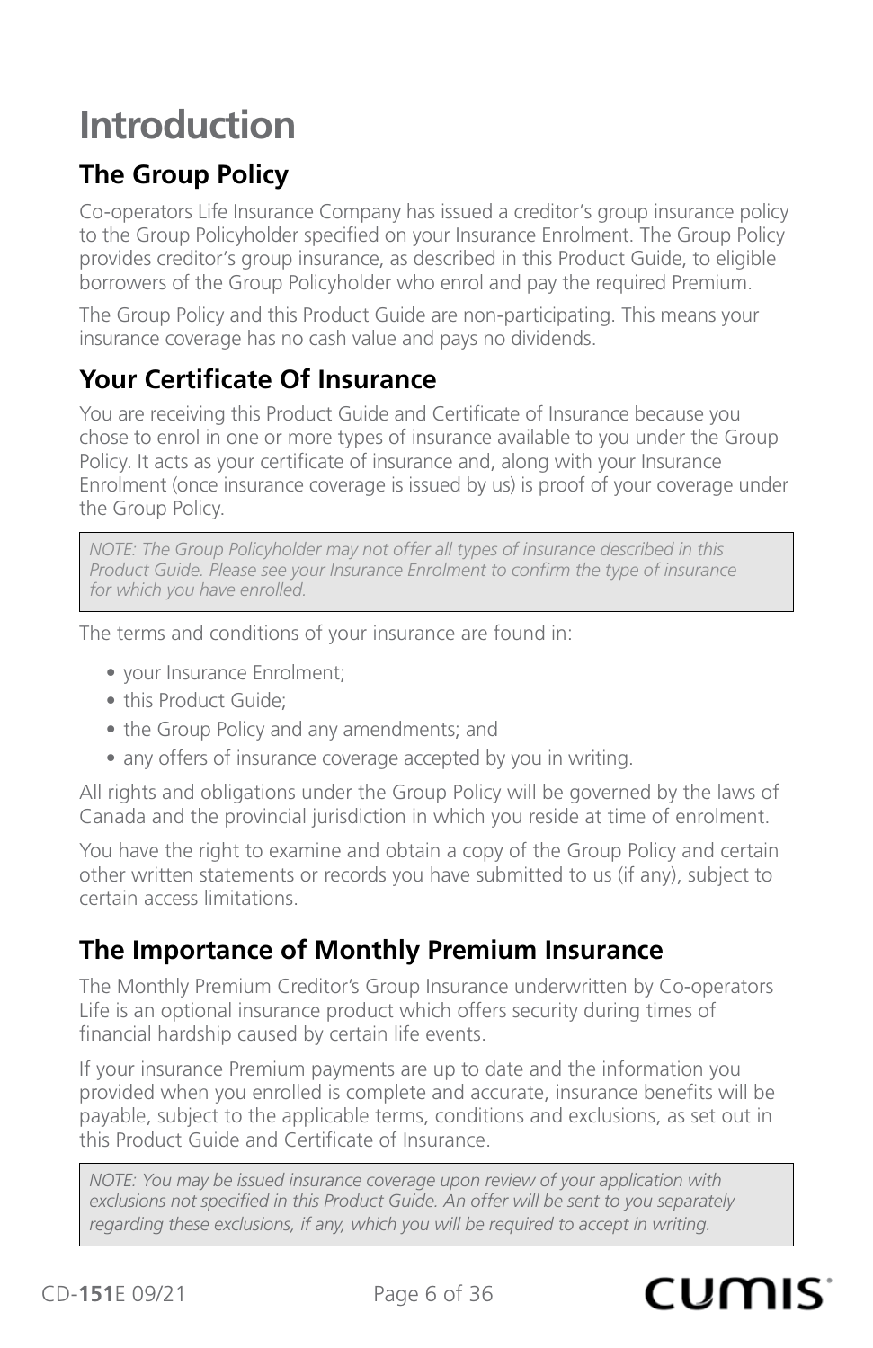# Introduction

## The Group Policy

Co-operators Life Insurance Company has issued a creditor's group insurance policy to the Group Policyholder specified on your Insurance Enrolment. The Group Policy provides creditor's group insurance, as described in this Product Guide, to eligible borrowers of the Group Policyholder who enrol and pay the required Premium.

The Group Policy and this Product Guide are non-participating. This means your insurance coverage has no cash value and pays no dividends.

## Your Certificate Of Insurance

You are receiving this Product Guide and Certificate of Insurance because you chose to enrol in one or more types of insurance available to you under the Group Policy. It acts as your certificate of insurance and, along with your Insurance Enrolment (once insurance coverage is issued by us) is proof of your coverage under the Group Policy.

*NOTE: The Group Policyholder may not offer all types of insurance described in this Product Guide. Please see your Insurance Enrolment to confirm the type of insurance for which you have enrolled.*

The terms and conditions of your insurance are found in:

- your Insurance Enrolment;
- this Product Guide;
- the Group Policy and any amendments; and
- any offers of insurance coverage accepted by you in writing.

All rights and obligations under the Group Policy will be governed by the laws of Canada and the provincial jurisdiction in which you reside at time of enrolment.

You have the right to examine and obtain a copy of the Group Policy and certain other written statements or records you have submitted to us (if any), subject to certain access limitations.

## The Importance of Monthly Premium Insurance

The Monthly Premium Creditor's Group Insurance underwritten by Co-operators Life is an optional insurance product which offers security during times of financial hardship caused by certain life events.

If your insurance Premium payments are up to date and the information you provided when you enrolled is complete and accurate, insurance benefits will be payable, subject to the applicable terms, conditions and exclusions, as set out in this Product Guide and Certificate of Insurance.

*NOTE: You may be issued insurance coverage upon review of your application with exclusions not specified in this Product Guide. An offer will be sent to you separately regarding these exclusions, if any, which you will be required to accept in writing.*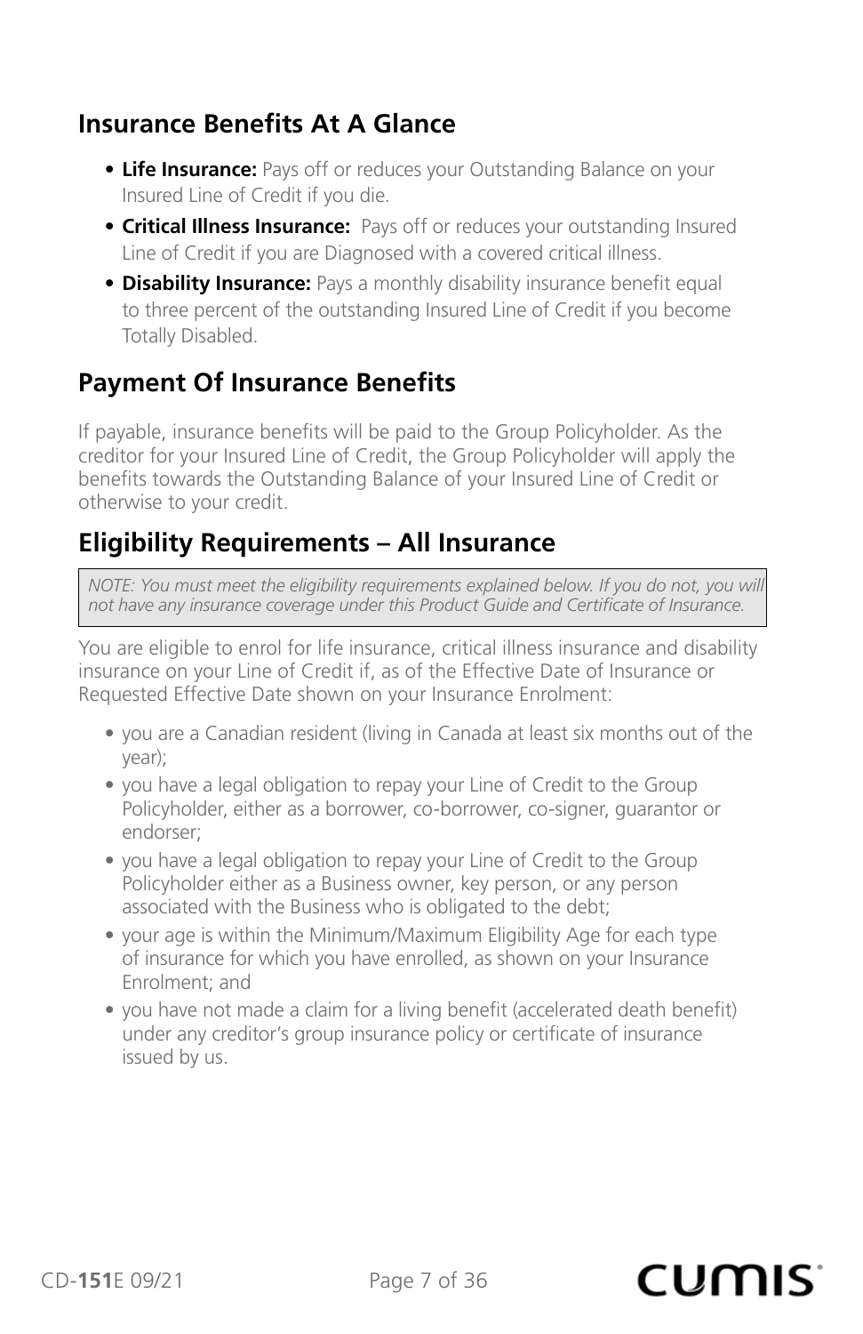## Insurance Benefits At A Glance

- **Life Insurance:** Pays off or reduces your Outstanding Balance on your Insured Line of Credit if you die.
- **Critical Illness Insurance:** Pays off or reduces your outstanding Insured Line of Credit if you are Diagnosed with a covered critical illness.
- **Disability Insurance:** Pays a monthly disability insurance benefit equal to three percent of the outstanding Insured Line of Credit if you become Totally Disabled.

## Payment Of Insurance Benefits

If payable, insurance benefits will be paid to the Group Policyholder. As the creditor for your Insured Line of Credit, the Group Policyholder will apply the benefits towards the Outstanding Balance of your Insured Line of Credit or otherwise to your credit.

## Eligibility Requirements – All Insurance

*NOTE: You must meet the eligibility requirements explained below. If you do not, you will not have any insurance coverage under this Product Guide and Certificate of Insurance.*

You are eligible to enrol for life insurance, critical illness insurance and disability insurance on your Line of Credit if, as of the Effective Date of Insurance or Requested Effective Date shown on your Insurance Enrolment:

- you are a Canadian resident (living in Canada at least six months out of the year);
- you have a legal obligation to repay your Line of Credit to the Group Policyholder, either as a borrower, co-borrower, co-signer, guarantor or endorser;
- you have a legal obligation to repay your Line of Credit to the Group Policyholder either as a Business owner, key person, or any person associated with the Business who is obligated to the debt;
- your age is within the Minimum/Maximum Eligibility Age for each type of insurance for which you have enrolled, as shown on your Insurance Enrolment; and
- you have not made a claim for a living benefit (accelerated death benefit) under any creditor's group insurance policy or certificate of insurance issued by us.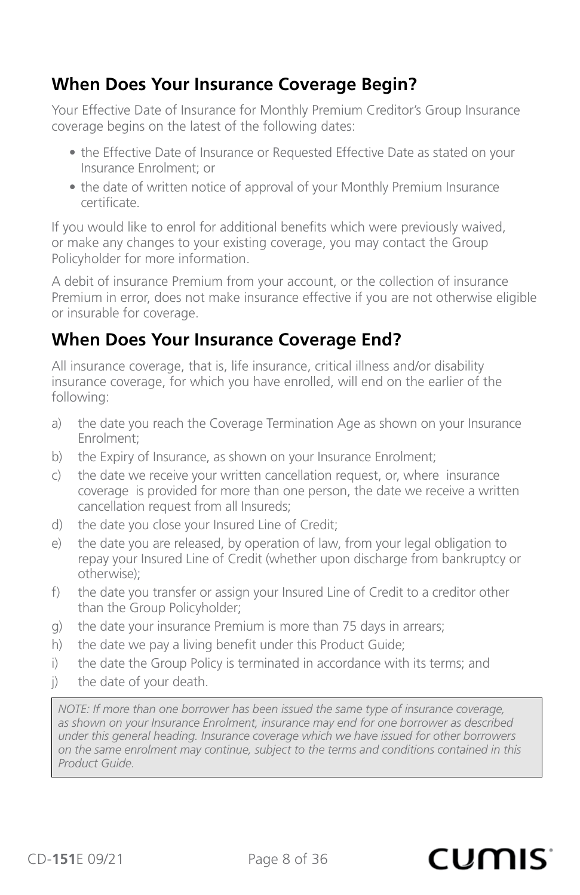## When Does Your Insurance Coverage Begin?

Your Effective Date of Insurance for Monthly Premium Creditor's Group Insurance coverage begins on the latest of the following dates:

- the Effective Date of Insurance or Requested Effective Date as stated on your Insurance Enrolment; or
- the date of written notice of approval of your Monthly Premium Insurance certificate.

If you would like to enrol for additional benefits which were previously waived, or make any changes to your existing coverage, you may contact the Group Policyholder for more information.

A debit of insurance Premium from your account, or the collection of insurance Premium in error, does not make insurance effective if you are not otherwise eligible or insurable for coverage.

## When Does Your Insurance Coverage End?

All insurance coverage, that is, life insurance, critical illness and/or disability insurance coverage, for which you have enrolled, will end on the earlier of the following:

a) the date you reach the Coverage Termination Age as shown on your Insurance Enrolment;
b) the Expiry of Insurance, as shown on your Insurance Enrolment;
c) the date we receive your written cancellation request, or, where insurance coverage is provided for more than one person, the date we receive a written cancellation request from all Insureds;
d) the date you close your Insured Line of Credit;
e) the date you are released, by operation of law, from your legal obligation to repay your Insured Line of Credit (whether upon discharge from bankruptcy or otherwise);
f) the date you transfer or assign your Insured Line of Credit to a creditor other than the Group Policyholder;
g) the date your insurance Premium is more than 75 days in arrears;
h) the date we pay a living benefit under this Product Guide;
i) the date the Group Policy is terminated in accordance with its terms; and
j) the date of your death.

*NOTE: If more than one borrower has been issued the same type of insurance coverage, as shown on your Insurance Enrolment, insurance may end for one borrower as described under this general heading. Insurance coverage which we have issued for other borrowers on the same enrolment may continue, subject to the terms and conditions contained in this Product Guide.*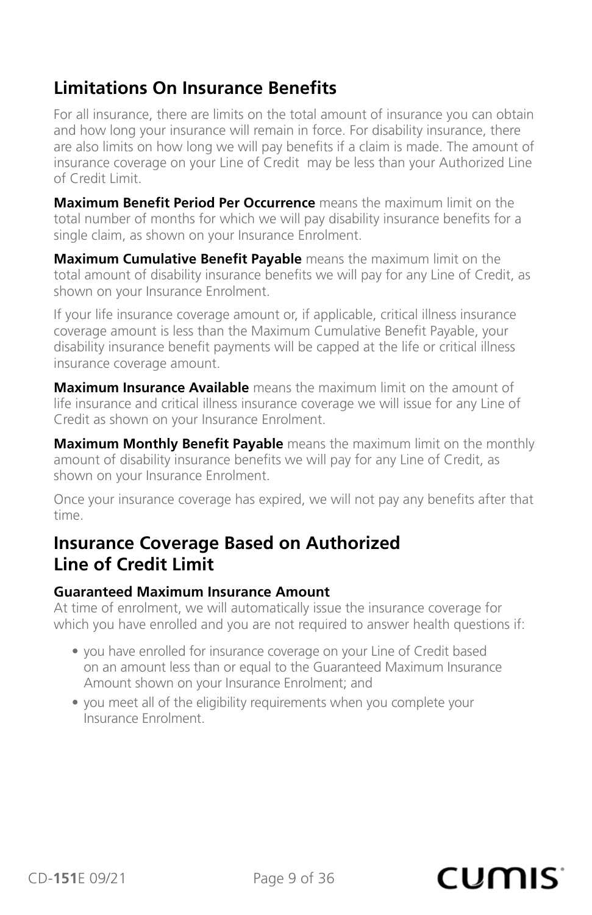## Limitations On Insurance Benefits

For all insurance, there are limits on the total amount of insurance you can obtain and how long your insurance will remain in force. For disability insurance, there are also limits on how long we will pay benefits if a claim is made. The amount of insurance coverage on your Line of Credit may be less than your Authorized Line of Credit Limit.

**Maximum Benefit Period Per Occurrence** means the maximum limit on the total number of months for which we will pay disability insurance benefits for a single claim, as shown on your Insurance Enrolment.

**Maximum Cumulative Benefit Payable** means the maximum limit on the total amount of disability insurance benefits we will pay for any Line of Credit, as shown on your Insurance Enrolment.

If your life insurance coverage amount or, if applicable, critical illness insurance coverage amount is less than the Maximum Cumulative Benefit Payable, your disability insurance benefit payments will be capped at the life or critical illness insurance coverage amount.

**Maximum Insurance Available** means the maximum limit on the amount of life insurance and critical illness insurance coverage we will issue for any Line of Credit as shown on your Insurance Enrolment.

**Maximum Monthly Benefit Payable** means the maximum limit on the monthly amount of disability insurance benefits we will pay for any Line of Credit, as shown on your Insurance Enrolment.

Once your insurance coverage has expired, we will not pay any benefits after that time.

## Insurance Coverage Based on Authorized Line of Credit Limit

### Guaranteed Maximum Insurance Amount

At time of enrolment, we will automatically issue the insurance coverage for which you have enrolled and you are not required to answer health questions if:

- you have enrolled for insurance coverage on your Line of Credit based on an amount less than or equal to the Guaranteed Maximum Insurance Amount shown on your Insurance Enrolment; and
- you meet all of the eligibility requirements when you complete your Insurance Enrolment.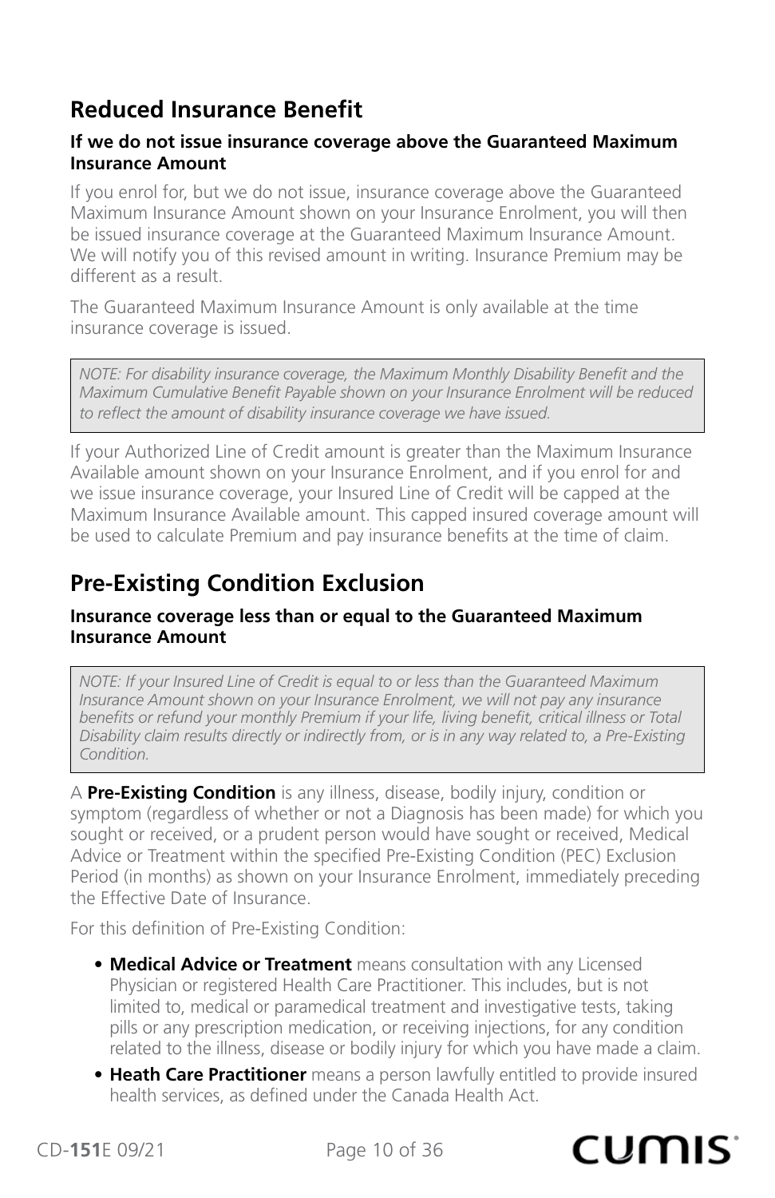## Reduced Insurance Benefit

**If we do not issue insurance coverage above the Guaranteed Maximum Insurance Amount**

If you enrol for, but we do not issue, insurance coverage above the Guaranteed Maximum Insurance Amount shown on your Insurance Enrolment, you will then be issued insurance coverage at the Guaranteed Maximum Insurance Amount. We will notify you of this revised amount in writing. Insurance Premium may be different as a result.

The Guaranteed Maximum Insurance Amount is only available at the time insurance coverage is issued.

> *NOTE: For disability insurance coverage, the Maximum Monthly Disability Benefit and the Maximum Cumulative Benefit Payable shown on your Insurance Enrolment will be reduced to reflect the amount of disability insurance coverage we have issued.*

If your Authorized Line of Credit amount is greater than the Maximum Insurance Available amount shown on your Insurance Enrolment, and if you enrol for and we issue insurance coverage, your Insured Line of Credit will be capped at the Maximum Insurance Available amount. This capped insured coverage amount will be used to calculate Premium and pay insurance benefits at the time of claim.

## Pre-Existing Condition Exclusion

**Insurance coverage less than or equal to the Guaranteed Maximum Insurance Amount**

> *NOTE: If your Insured Line of Credit is equal to or less than the Guaranteed Maximum Insurance Amount shown on your Insurance Enrolment, we will not pay any insurance benefits or refund your monthly Premium if your life, living benefit, critical illness or Total Disability claim results directly or indirectly from, or is in any way related to, a Pre-Existing Condition.*

A **Pre-Existing Condition** is any illness, disease, bodily injury, condition or symptom (regardless of whether or not a Diagnosis has been made) for which you sought or received, or a prudent person would have sought or received, Medical Advice or Treatment within the specified Pre-Existing Condition (PEC) Exclusion Period (in months) as shown on your Insurance Enrolment, immediately preceding the Effective Date of Insurance.

For this definition of Pre-Existing Condition:

- **Medical Advice or Treatment** means consultation with any Licensed Physician or registered Health Care Practitioner. This includes, but is not limited to, medical or paramedical treatment and investigative tests, taking pills or any prescription medication, or receiving injections, for any condition related to the illness, disease or bodily injury for which you have made a claim.
- **Heath Care Practitioner** means a person lawfully entitled to provide insured health services, as defined under the Canada Health Act.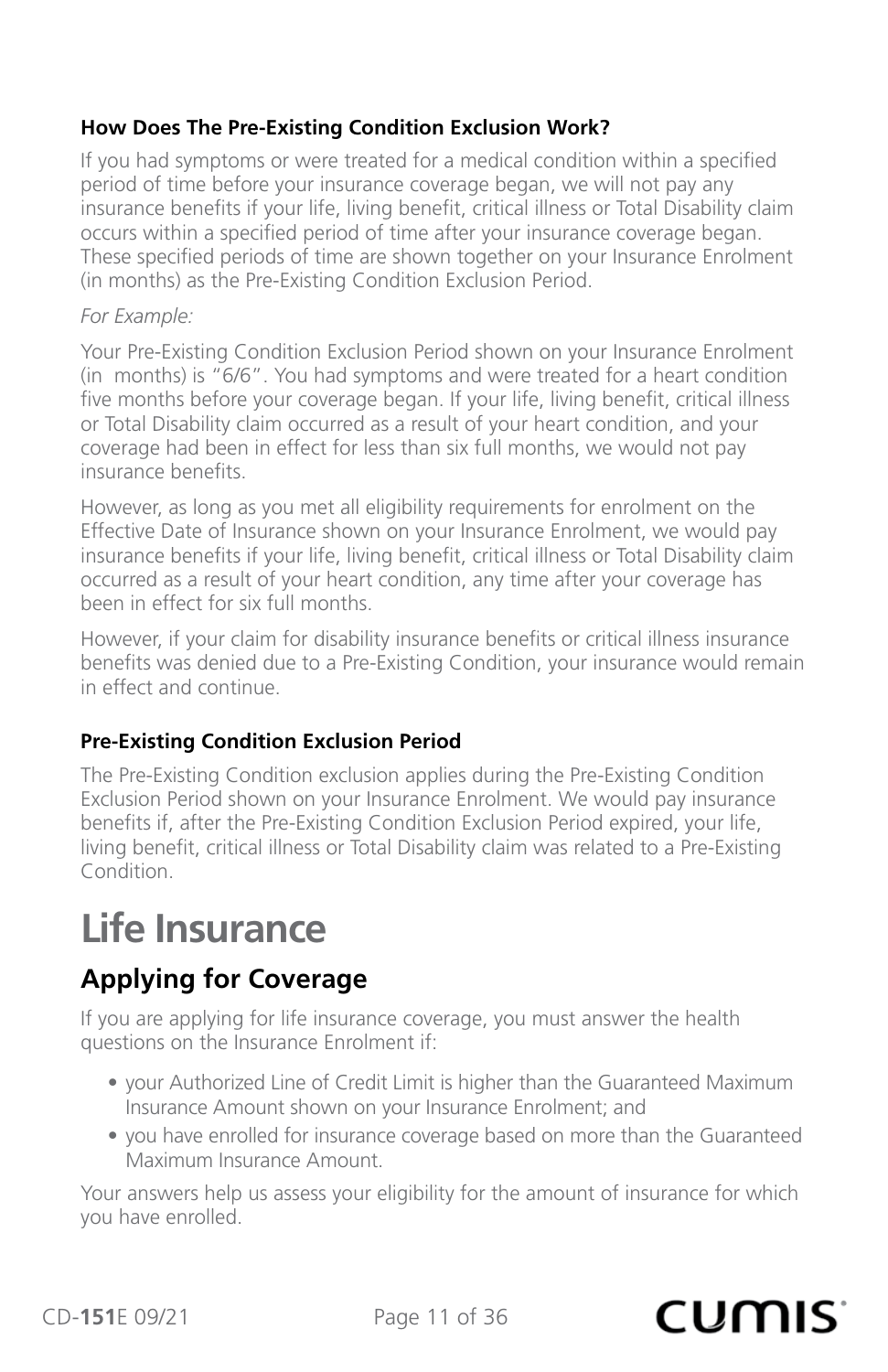### How Does The Pre-Existing Condition Exclusion Work?

If you had symptoms or were treated for a medical condition within a specified period of time before your insurance coverage began, we will not pay any insurance benefits if your life, living benefit, critical illness or Total Disability claim occurs within a specified period of time after your insurance coverage began. These specified periods of time are shown together on your Insurance Enrolment (in months) as the Pre-Existing Condition Exclusion Period.

*For Example:*

Your Pre-Existing Condition Exclusion Period shown on your Insurance Enrolment (in months) is "6/6". You had symptoms and were treated for a heart condition five months before your coverage began. If your life, living benefit, critical illness or Total Disability claim occurred as a result of your heart condition, and your coverage had been in effect for less than six full months, we would not pay insurance benefits.

However, as long as you met all eligibility requirements for enrolment on the Effective Date of Insurance shown on your Insurance Enrolment, we would pay insurance benefits if your life, living benefit, critical illness or Total Disability claim occurred as a result of your heart condition, any time after your coverage has been in effect for six full months.

However, if your claim for disability insurance benefits or critical illness insurance benefits was denied due to a Pre-Existing Condition, your insurance would remain in effect and continue.

### Pre-Existing Condition Exclusion Period

The Pre-Existing Condition exclusion applies during the Pre-Existing Condition Exclusion Period shown on your Insurance Enrolment. We would pay insurance benefits if, after the Pre-Existing Condition Exclusion Period expired, your life, living benefit, critical illness or Total Disability claim was related to a Pre-Existing Condition.

# Life Insurance

## Applying for Coverage

If you are applying for life insurance coverage, you must answer the health questions on the Insurance Enrolment if:

- your Authorized Line of Credit Limit is higher than the Guaranteed Maximum Insurance Amount shown on your Insurance Enrolment; and
- you have enrolled for insurance coverage based on more than the Guaranteed Maximum Insurance Amount.

Your answers help us assess your eligibility for the amount of insurance for which you have enrolled.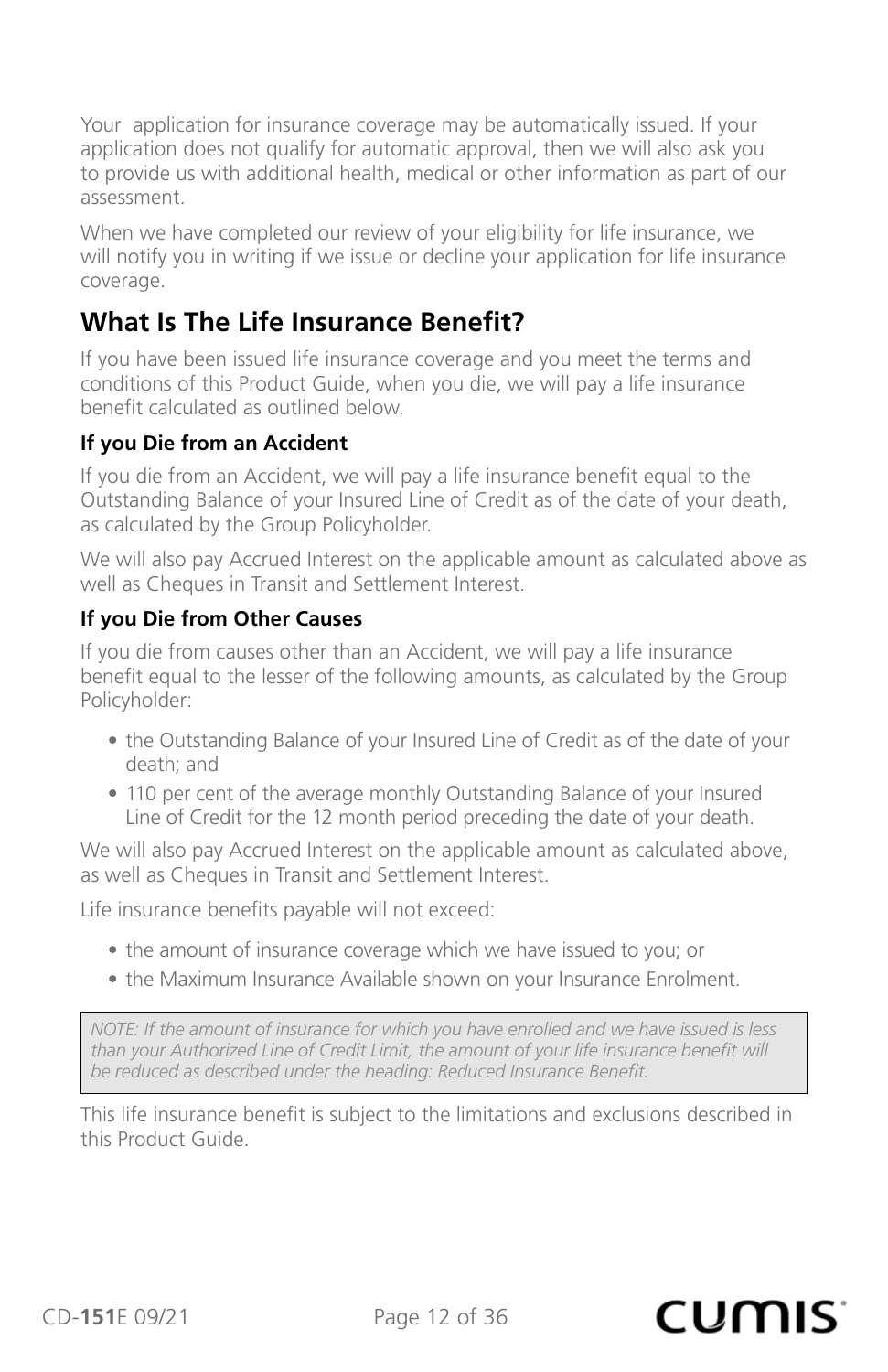Your application for insurance coverage may be automatically issued. If your application does not qualify for automatic approval, then we will also ask you to provide us with additional health, medical or other information as part of our assessment.

When we have completed our review of your eligibility for life insurance, we will notify you in writing if we issue or decline your application for life insurance coverage.

## What Is The Life Insurance Benefit?

If you have been issued life insurance coverage and you meet the terms and conditions of this Product Guide, when you die, we will pay a life insurance benefit calculated as outlined below.

### If you Die from an Accident

If you die from an Accident, we will pay a life insurance benefit equal to the Outstanding Balance of your Insured Line of Credit as of the date of your death, as calculated by the Group Policyholder.

We will also pay Accrued Interest on the applicable amount as calculated above as well as Cheques in Transit and Settlement Interest.

### If you Die from Other Causes

If you die from causes other than an Accident, we will pay a life insurance benefit equal to the lesser of the following amounts, as calculated by the Group Policyholder:

- the Outstanding Balance of your Insured Line of Credit as of the date of your death; and
- 110 per cent of the average monthly Outstanding Balance of your Insured Line of Credit for the 12 month period preceding the date of your death.

We will also pay Accrued Interest on the applicable amount as calculated above, as well as Cheques in Transit and Settlement Interest.

Life insurance benefits payable will not exceed:

- the amount of insurance coverage which we have issued to you; or
- the Maximum Insurance Available shown on your Insurance Enrolment.

> *NOTE: If the amount of insurance for which you have enrolled and we have issued is less than your Authorized Line of Credit Limit, the amount of your life insurance benefit will be reduced as described under the heading: Reduced Insurance Benefit.*

This life insurance benefit is subject to the limitations and exclusions described in this Product Guide.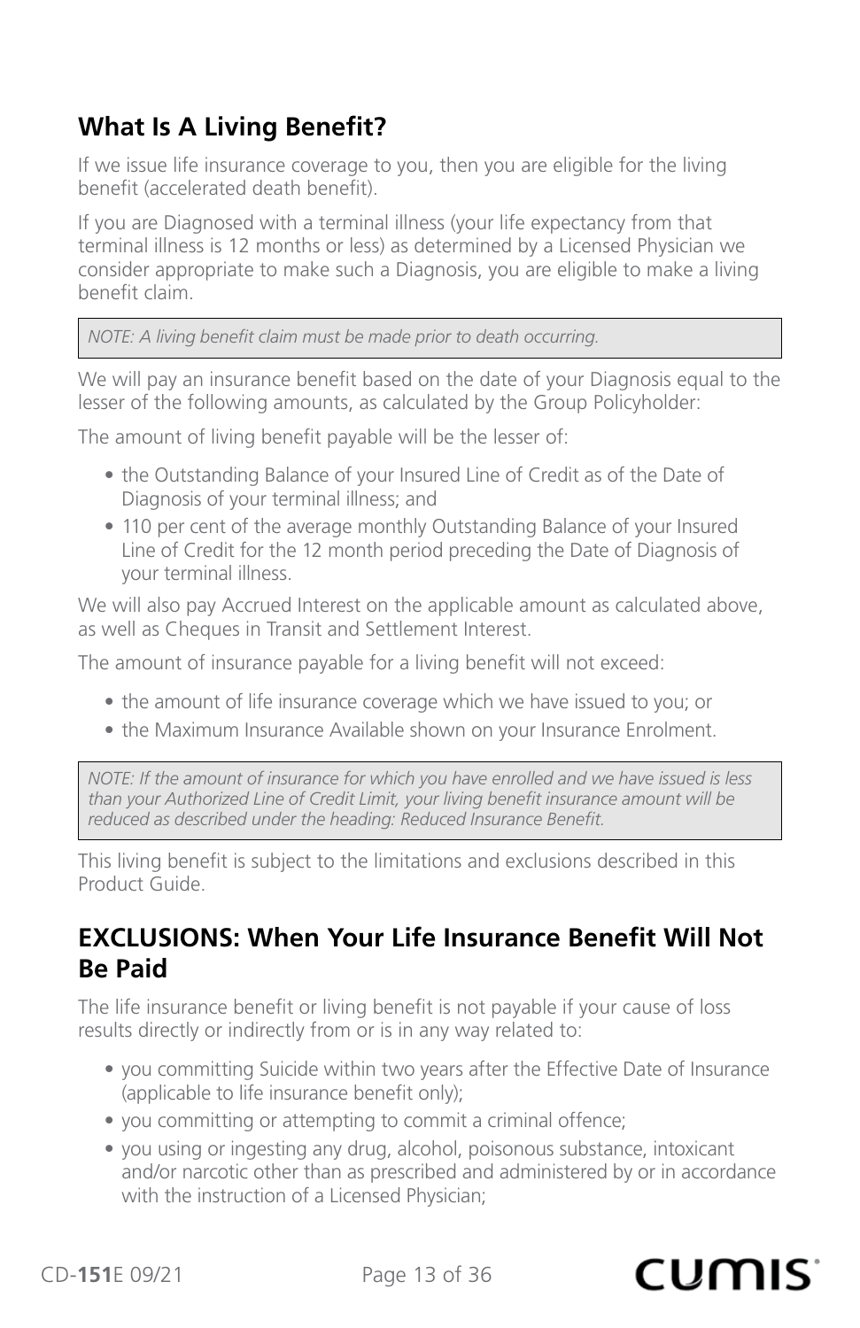## What Is A Living Benefit?

If we issue life insurance coverage to you, then you are eligible for the living benefit (accelerated death benefit).

If you are Diagnosed with a terminal illness (your life expectancy from that terminal illness is 12 months or less) as determined by a Licensed Physician we consider appropriate to make such a Diagnosis, you are eligible to make a living benefit claim.

> *NOTE: A living benefit claim must be made prior to death occurring.*

We will pay an insurance benefit based on the date of your Diagnosis equal to the lesser of the following amounts, as calculated by the Group Policyholder:

The amount of living benefit payable will be the lesser of:

- the Outstanding Balance of your Insured Line of Credit as of the Date of Diagnosis of your terminal illness; and
- 110 per cent of the average monthly Outstanding Balance of your Insured Line of Credit for the 12 month period preceding the Date of Diagnosis of your terminal illness.

We will also pay Accrued Interest on the applicable amount as calculated above, as well as Cheques in Transit and Settlement Interest.

The amount of insurance payable for a living benefit will not exceed:

- the amount of life insurance coverage which we have issued to you; or
- the Maximum Insurance Available shown on your Insurance Enrolment.

> *NOTE: If the amount of insurance for which you have enrolled and we have issued is less than your Authorized Line of Credit Limit, your living benefit insurance amount will be reduced as described under the heading: Reduced Insurance Benefit.*

This living benefit is subject to the limitations and exclusions described in this Product Guide.

## EXCLUSIONS: When Your Life Insurance Benefit Will Not Be Paid

The life insurance benefit or living benefit is not payable if your cause of loss results directly or indirectly from or is in any way related to:

- you committing Suicide within two years after the Effective Date of Insurance (applicable to life insurance benefit only);
- you committing or attempting to commit a criminal offence;
- you using or ingesting any drug, alcohol, poisonous substance, intoxicant and/or narcotic other than as prescribed and administered by or in accordance with the instruction of a Licensed Physician;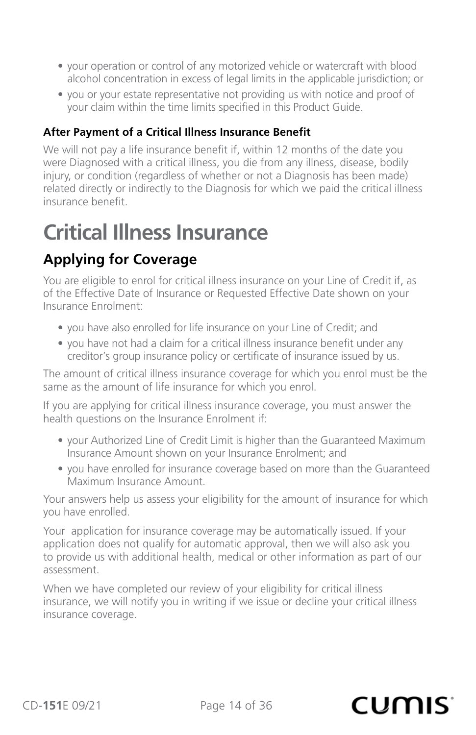- your operation or control of any motorized vehicle or watercraft with blood alcohol concentration in excess of legal limits in the applicable jurisdiction; or
- you or your estate representative not providing us with notice and proof of your claim within the time limits specified in this Product Guide.

### After Payment of a Critical Illness Insurance Benefit

We will not pay a life insurance benefit if, within 12 months of the date you were Diagnosed with a critical illness, you die from any illness, disease, bodily injury, or condition (regardless of whether or not a Diagnosis has been made) related directly or indirectly to the Diagnosis for which we paid the critical illness insurance benefit.

# Critical Illness Insurance

## Applying for Coverage

You are eligible to enrol for critical illness insurance on your Line of Credit if, as of the Effective Date of Insurance or Requested Effective Date shown on your Insurance Enrolment:

- you have also enrolled for life insurance on your Line of Credit; and
- you have not had a claim for a critical illness insurance benefit under any creditor's group insurance policy or certificate of insurance issued by us.

The amount of critical illness insurance coverage for which you enrol must be the same as the amount of life insurance for which you enrol.

If you are applying for critical illness insurance coverage, you must answer the health questions on the Insurance Enrolment if:

- your Authorized Line of Credit Limit is higher than the Guaranteed Maximum Insurance Amount shown on your Insurance Enrolment; and
- you have enrolled for insurance coverage based on more than the Guaranteed Maximum Insurance Amount.

Your answers help us assess your eligibility for the amount of insurance for which you have enrolled.

Your application for insurance coverage may be automatically issued. If your application does not qualify for automatic approval, then we will also ask you to provide us with additional health, medical or other information as part of our assessment.

When we have completed our review of your eligibility for critical illness insurance, we will notify you in writing if we issue or decline your critical illness insurance coverage.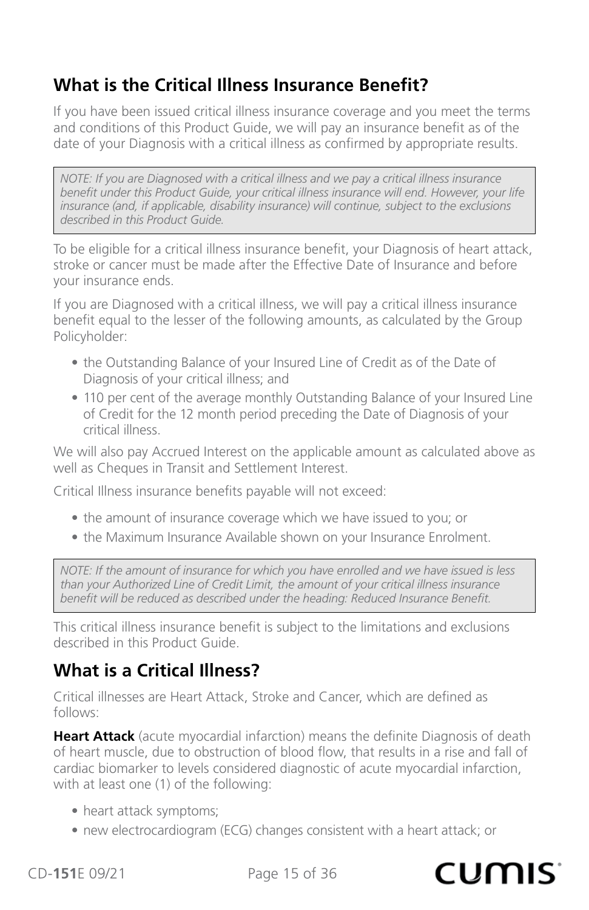## What is the Critical Illness Insurance Benefit?

If you have been issued critical illness insurance coverage and you meet the terms and conditions of this Product Guide, we will pay an insurance benefit as of the date of your Diagnosis with a critical illness as confirmed by appropriate results.

> *NOTE: If you are Diagnosed with a critical illness and we pay a critical illness insurance benefit under this Product Guide, your critical illness insurance will end. However, your life insurance (and, if applicable, disability insurance) will continue, subject to the exclusions described in this Product Guide.*

To be eligible for a critical illness insurance benefit, your Diagnosis of heart attack, stroke or cancer must be made after the Effective Date of Insurance and before your insurance ends.

If you are Diagnosed with a critical illness, we will pay a critical illness insurance benefit equal to the lesser of the following amounts, as calculated by the Group Policyholder:

- the Outstanding Balance of your Insured Line of Credit as of the Date of Diagnosis of your critical illness; and
- 110 per cent of the average monthly Outstanding Balance of your Insured Line of Credit for the 12 month period preceding the Date of Diagnosis of your critical illness.

We will also pay Accrued Interest on the applicable amount as calculated above as well as Cheques in Transit and Settlement Interest.

Critical Illness insurance benefits payable will not exceed:

- the amount of insurance coverage which we have issued to you; or
- the Maximum Insurance Available shown on your Insurance Enrolment.

> *NOTE: If the amount of insurance for which you have enrolled and we have issued is less than your Authorized Line of Credit Limit, the amount of your critical illness insurance benefit will be reduced as described under the heading: Reduced Insurance Benefit.*

This critical illness insurance benefit is subject to the limitations and exclusions described in this Product Guide.

## What is a Critical Illness?

Critical illnesses are Heart Attack, Stroke and Cancer, which are defined as follows:

**Heart Attack** (acute myocardial infarction) means the definite Diagnosis of death of heart muscle, due to obstruction of blood flow, that results in a rise and fall of cardiac biomarker to levels considered diagnostic of acute myocardial infarction, with at least one (1) of the following:

- heart attack symptoms;
- new electrocardiogram (ECG) changes consistent with a heart attack; or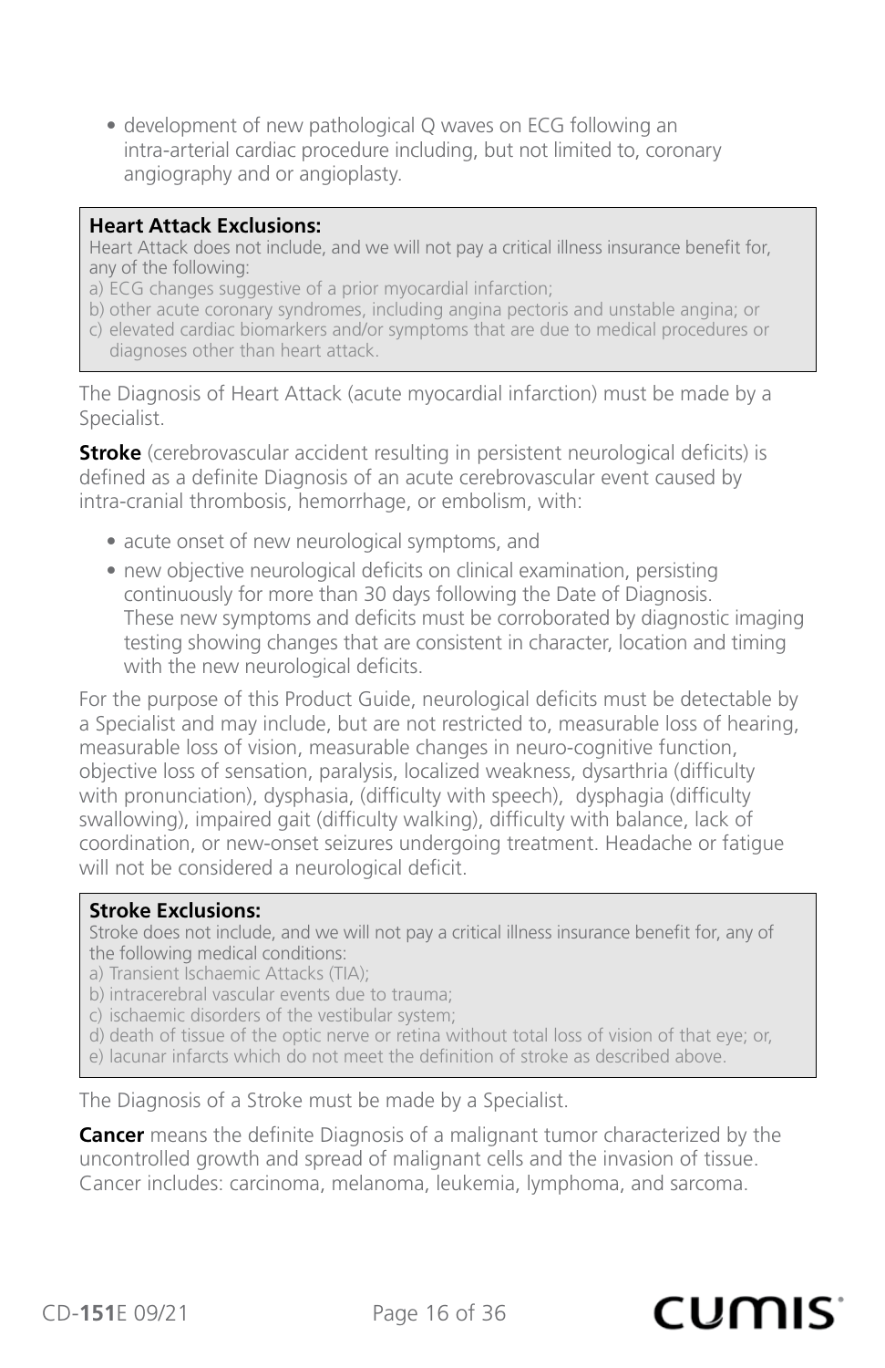- development of new pathological Q waves on ECG following an intra-arterial cardiac procedure including, but not limited to, coronary angiography and or angioplasty.

**Heart Attack Exclusions:**
Heart Attack does not include, and we will not pay a critical illness insurance benefit for, any of the following:
a) ECG changes suggestive of a prior myocardial infarction;
b) other acute coronary syndromes, including angina pectoris and unstable angina; or
c) elevated cardiac biomarkers and/or symptoms that are due to medical procedures or diagnoses other than heart attack.

The Diagnosis of Heart Attack (acute myocardial infarction) must be made by a Specialist.

**Stroke** (cerebrovascular accident resulting in persistent neurological deficits) is defined as a definite Diagnosis of an acute cerebrovascular event caused by intra-cranial thrombosis, hemorrhage, or embolism, with:

- acute onset of new neurological symptoms, and
- new objective neurological deficits on clinical examination, persisting continuously for more than 30 days following the Date of Diagnosis. These new symptoms and deficits must be corroborated by diagnostic imaging testing showing changes that are consistent in character, location and timing with the new neurological deficits.

For the purpose of this Product Guide, neurological deficits must be detectable by a Specialist and may include, but are not restricted to, measurable loss of hearing, measurable loss of vision, measurable changes in neuro-cognitive function, objective loss of sensation, paralysis, localized weakness, dysarthria (difficulty with pronunciation), dysphasia, (difficulty with speech), dysphagia (difficulty swallowing), impaired gait (difficulty walking), difficulty with balance, lack of coordination, or new-onset seizures undergoing treatment. Headache or fatigue will not be considered a neurological deficit.

**Stroke Exclusions:**
Stroke does not include, and we will not pay a critical illness insurance benefit for, any of the following medical conditions:
a) Transient Ischaemic Attacks (TIA);
b) intracerebral vascular events due to trauma;
c) ischaemic disorders of the vestibular system;
d) death of tissue of the optic nerve or retina without total loss of vision of that eye; or,
e) lacunar infarcts which do not meet the definition of stroke as described above.

The Diagnosis of a Stroke must be made by a Specialist.

**Cancer** means the definite Diagnosis of a malignant tumor characterized by the uncontrolled growth and spread of malignant cells and the invasion of tissue. Cancer includes: carcinoma, melanoma, leukemia, lymphoma, and sarcoma.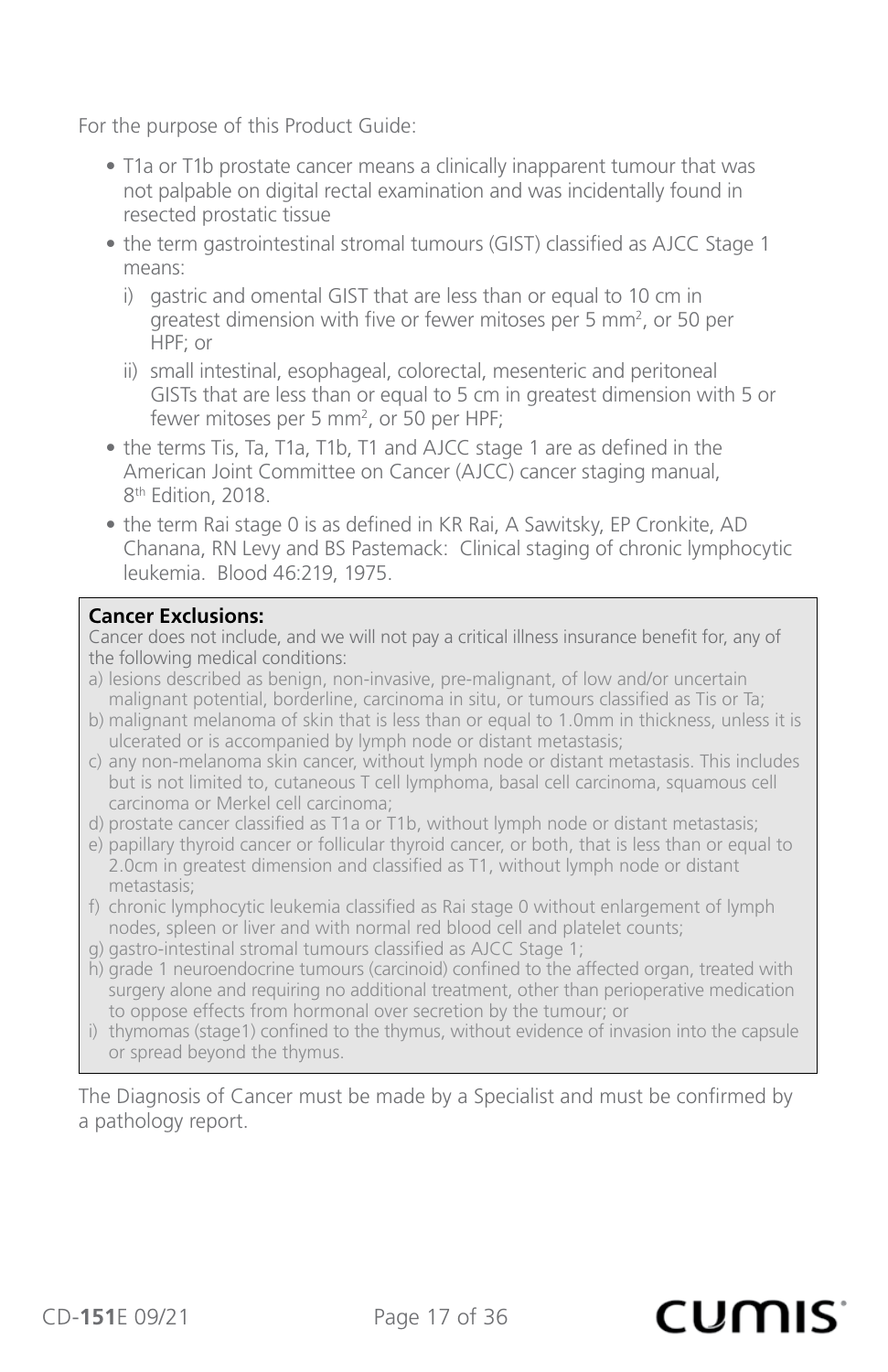For the purpose of this Product Guide:

- T1a or T1b prostate cancer means a clinically inapparent tumour that was not palpable on digital rectal examination and was incidentally found in resected prostatic tissue
- the term gastrointestinal stromal tumours (GIST) classified as AJCC Stage 1 means:
  - i) gastric and omental GIST that are less than or equal to 10 cm in greatest dimension with five or fewer mitoses per 5 $mm^2$, or 50 per HPF; or
  - ii) small intestinal, esophageal, colorectal, mesenteric and peritoneal GISTs that are less than or equal to 5 cm in greatest dimension with 5 or fewer mitoses per 5 $mm^2$, or 50 per HPF;
- the terms Tis, Ta, T1a, T1b, T1 and AJCC stage 1 are as defined in the American Joint Committee on Cancer (AJCC) cancer staging manual, 8th Edition, 2018.
- the term Rai stage 0 is as defined in KR Rai, A Sawitsky, EP Cronkite, AD Chanana, RN Levy and BS Pastemack: Clinical staging of chronic lymphocytic leukemia. Blood 46:219, 1975.

**Cancer Exclusions:**

Cancer does not include, and we will not pay a critical illness insurance benefit for, any of the following medical conditions:

a) lesions described as benign, non-invasive, pre-malignant, of low and/or uncertain malignant potential, borderline, carcinoma in situ, or tumours classified as Tis or Ta;

b) malignant melanoma of skin that is less than or equal to 1.0mm in thickness, unless it is ulcerated or is accompanied by lymph node or distant metastasis;

c) any non-melanoma skin cancer, without lymph node or distant metastasis. This includes but is not limited to, cutaneous T cell lymphoma, basal cell carcinoma, squamous cell carcinoma or Merkel cell carcinoma;

d) prostate cancer classified as T1a or T1b, without lymph node or distant metastasis;

e) papillary thyroid cancer or follicular thyroid cancer, or both, that is less than or equal to 2.0cm in greatest dimension and classified as T1, without lymph node or distant metastasis;

f) chronic lymphocytic leukemia classified as Rai stage 0 without enlargement of lymph nodes, spleen or liver and with normal red blood cell and platelet counts;

g) gastro-intestinal stromal tumours classified as AJCC Stage 1;

h) grade 1 neuroendocrine tumours (carcinoid) confined to the affected organ, treated with surgery alone and requiring no additional treatment, other than perioperative medication to oppose effects from hormonal over secretion by the tumour; or

i) thymomas (stage1) confined to the thymus, without evidence of invasion into the capsule or spread beyond the thymus.

The Diagnosis of Cancer must be made by a Specialist and must be confirmed by a pathology report.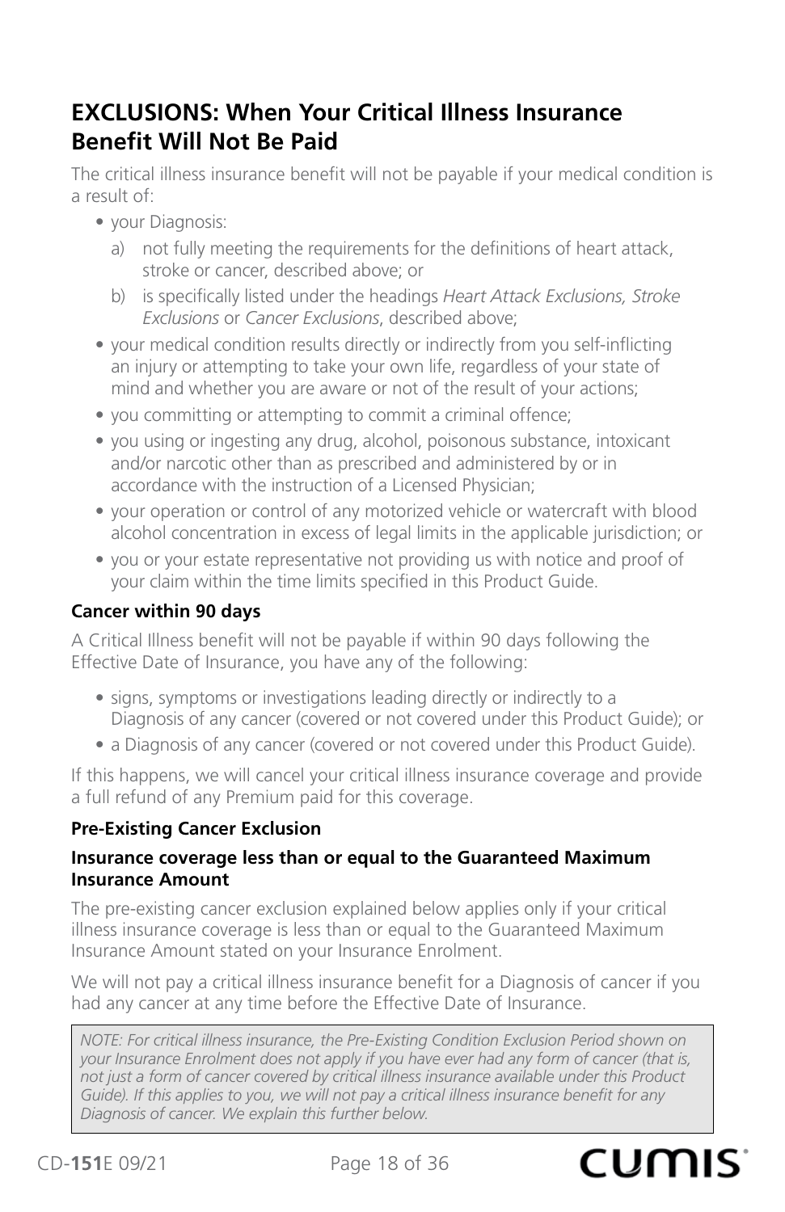## EXCLUSIONS: When Your Critical Illness Insurance Benefit Will Not Be Paid

The critical illness insurance benefit will not be payable if your medical condition is a result of:

- your Diagnosis:
  a) not fully meeting the requirements for the definitions of heart attack, stroke or cancer, described above; or
  b) is specifically listed under the headings *Heart Attack Exclusions, Stroke Exclusions* or *Cancer Exclusions*, described above;
- your medical condition results directly or indirectly from you self-inflicting an injury or attempting to take your own life, regardless of your state of mind and whether you are aware or not of the result of your actions;
- you committing or attempting to commit a criminal offence;
- you using or ingesting any drug, alcohol, poisonous substance, intoxicant and/or narcotic other than as prescribed and administered by or in accordance with the instruction of a Licensed Physician;
- your operation or control of any motorized vehicle or watercraft with blood alcohol concentration in excess of legal limits in the applicable jurisdiction; or
- you or your estate representative not providing us with notice and proof of your claim within the time limits specified in this Product Guide.

#### Cancer within 90 days

A Critical Illness benefit will not be payable if within 90 days following the Effective Date of Insurance, you have any of the following:

- signs, symptoms or investigations leading directly or indirectly to a Diagnosis of any cancer (covered or not covered under this Product Guide); or
- a Diagnosis of any cancer (covered or not covered under this Product Guide).

If this happens, we will cancel your critical illness insurance coverage and provide a full refund of any Premium paid for this coverage.

#### Pre-Existing Cancer Exclusion

**Insurance coverage less than or equal to the Guaranteed Maximum Insurance Amount**

The pre-existing cancer exclusion explained below applies only if your critical illness insurance coverage is less than or equal to the Guaranteed Maximum Insurance Amount stated on your Insurance Enrolment.

We will not pay a critical illness insurance benefit for a Diagnosis of cancer if you had any cancer at any time before the Effective Date of Insurance.

*NOTE: For critical illness insurance, the Pre-Existing Condition Exclusion Period shown on your Insurance Enrolment does not apply if you have ever had any form of cancer (that is, not just a form of cancer covered by critical illness insurance available under this Product Guide). If this applies to you, we will not pay a critical illness insurance benefit for any Diagnosis of cancer. We explain this further below.*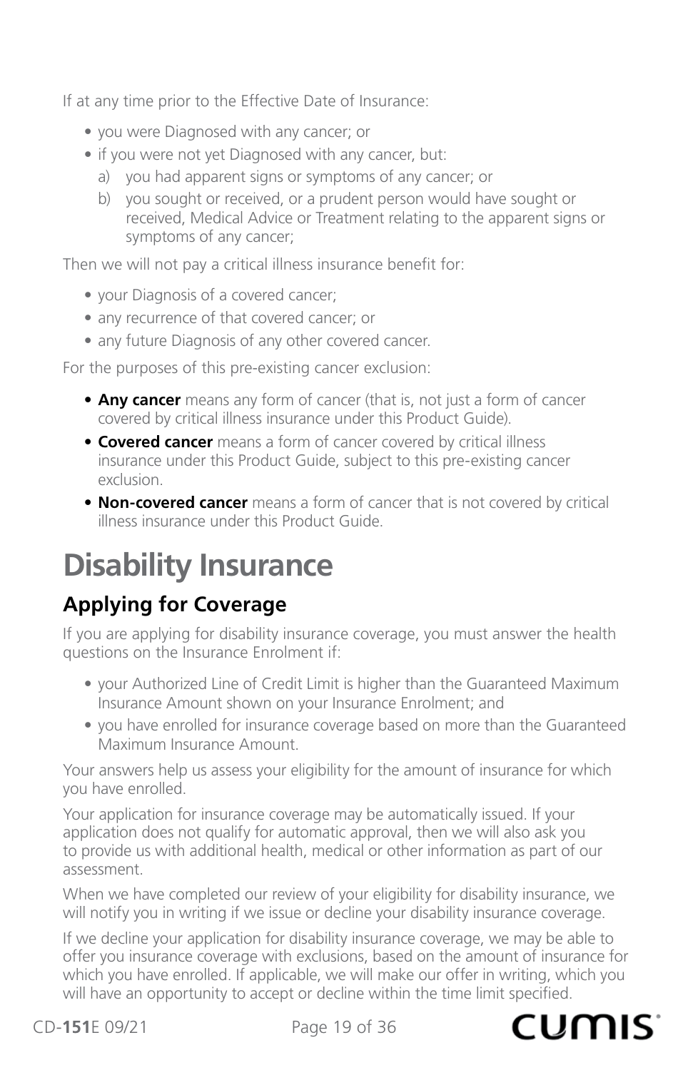If at any time prior to the Effective Date of Insurance:

- you were Diagnosed with any cancer; or
- if you were not yet Diagnosed with any cancer, but:
  a) you had apparent signs or symptoms of any cancer; or
  b) you sought or received, or a prudent person would have sought or received, Medical Advice or Treatment relating to the apparent signs or symptoms of any cancer;

Then we will not pay a critical illness insurance benefit for:

- your Diagnosis of a covered cancer;
- any recurrence of that covered cancer; or
- any future Diagnosis of any other covered cancer.

For the purposes of this pre-existing cancer exclusion:

- **Any cancer** means any form of cancer (that is, not just a form of cancer covered by critical illness insurance under this Product Guide).
- **Covered cancer** means a form of cancer covered by critical illness insurance under this Product Guide, subject to this pre-existing cancer exclusion.
- **Non-covered cancer** means a form of cancer that is not covered by critical illness insurance under this Product Guide.

# Disability Insurance

## Applying for Coverage

If you are applying for disability insurance coverage, you must answer the health questions on the Insurance Enrolment if:

- your Authorized Line of Credit Limit is higher than the Guaranteed Maximum Insurance Amount shown on your Insurance Enrolment; and
- you have enrolled for insurance coverage based on more than the Guaranteed Maximum Insurance Amount.

Your answers help us assess your eligibility for the amount of insurance for which you have enrolled.

Your application for insurance coverage may be automatically issued. If your application does not qualify for automatic approval, then we will also ask you to provide us with additional health, medical or other information as part of our assessment.

When we have completed our review of your eligibility for disability insurance, we will notify you in writing if we issue or decline your disability insurance coverage.

If we decline your application for disability insurance coverage, we may be able to offer you insurance coverage with exclusions, based on the amount of insurance for which you have enrolled. If applicable, we will make our offer in writing, which you will have an opportunity to accept or decline within the time limit specified.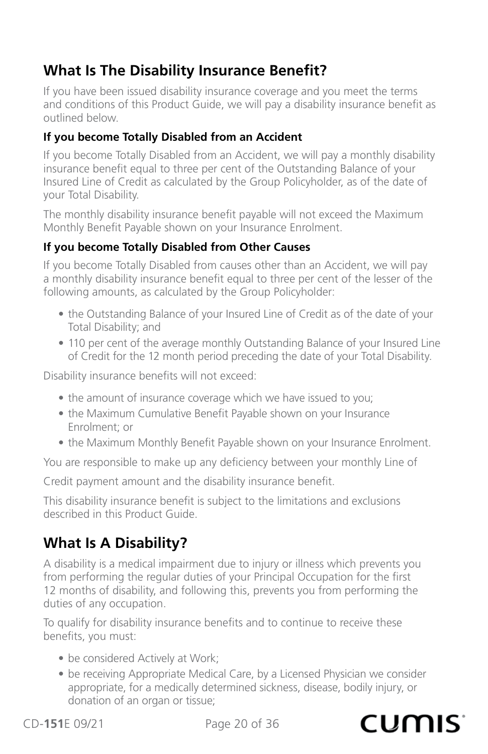## What Is The Disability Insurance Benefit?

If you have been issued disability insurance coverage and you meet the terms and conditions of this Product Guide, we will pay a disability insurance benefit as outlined below.

### If you become Totally Disabled from an Accident

If you become Totally Disabled from an Accident, we will pay a monthly disability insurance benefit equal to three per cent of the Outstanding Balance of your Insured Line of Credit as calculated by the Group Policyholder, as of the date of your Total Disability.

The monthly disability insurance benefit payable will not exceed the Maximum Monthly Benefit Payable shown on your Insurance Enrolment.

### If you become Totally Disabled from Other Causes

If you become Totally Disabled from causes other than an Accident, we will pay a monthly disability insurance benefit equal to three per cent of the lesser of the following amounts, as calculated by the Group Policyholder:

- the Outstanding Balance of your Insured Line of Credit as of the date of your Total Disability; and
- 110 per cent of the average monthly Outstanding Balance of your Insured Line of Credit for the 12 month period preceding the date of your Total Disability.

Disability insurance benefits will not exceed:

- the amount of insurance coverage which we have issued to you;
- the Maximum Cumulative Benefit Payable shown on your Insurance Enrolment; or
- the Maximum Monthly Benefit Payable shown on your Insurance Enrolment.

You are responsible to make up any deficiency between your monthly Line of Credit payment amount and the disability insurance benefit.

This disability insurance benefit is subject to the limitations and exclusions described in this Product Guide.

## What Is A Disability?

A disability is a medical impairment due to injury or illness which prevents you from performing the regular duties of your Principal Occupation for the first 12 months of disability, and following this, prevents you from performing the duties of any occupation.

To qualify for disability insurance benefits and to continue to receive these benefits, you must:

- be considered Actively at Work;
- be receiving Appropriate Medical Care, by a Licensed Physician we consider appropriate, for a medically determined sickness, disease, bodily injury, or donation of an organ or tissue;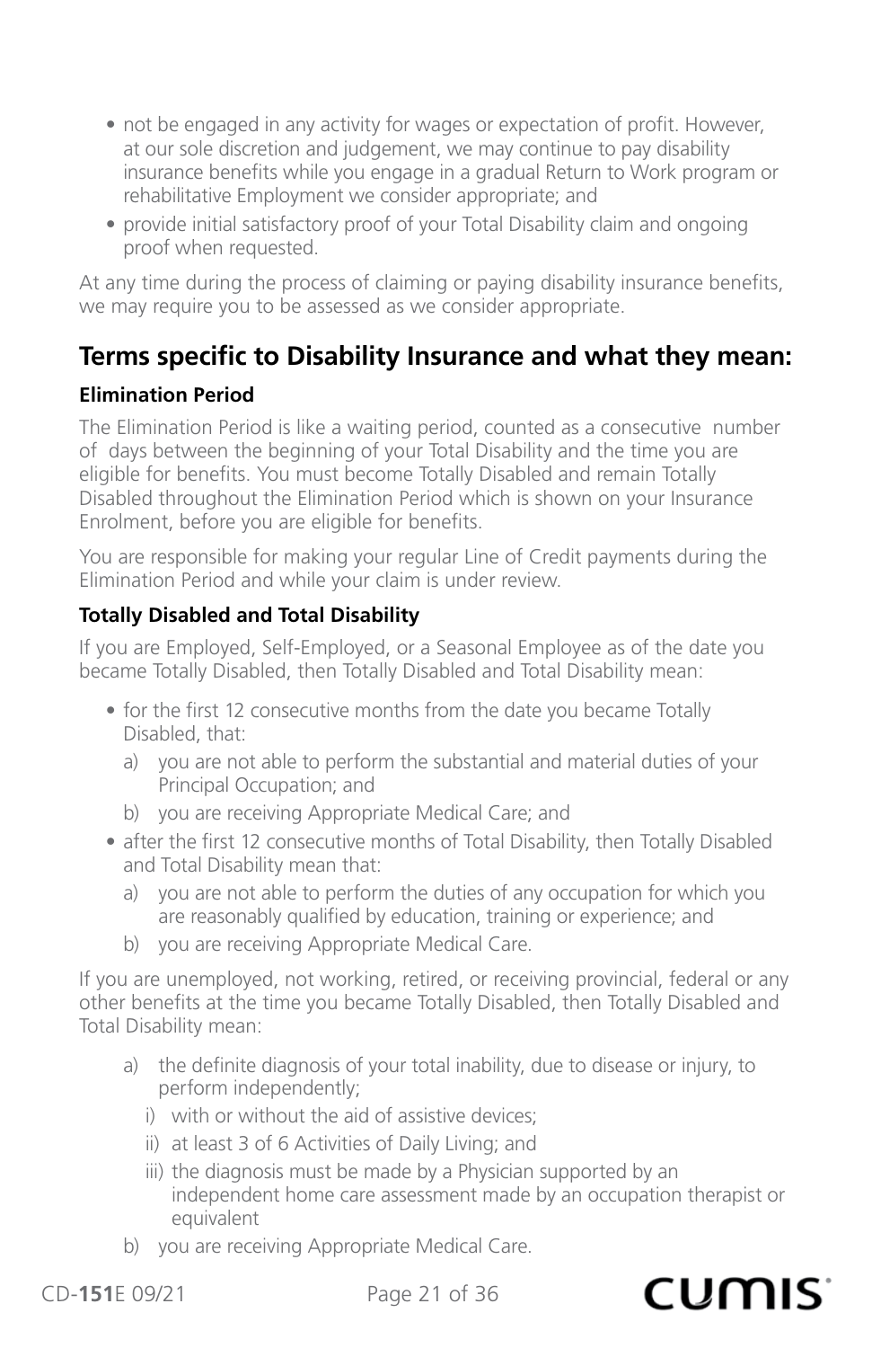- not be engaged in any activity for wages or expectation of profit. However, at our sole discretion and judgement, we may continue to pay disability insurance benefits while you engage in a gradual Return to Work program or rehabilitative Employment we consider appropriate; and
- provide initial satisfactory proof of your Total Disability claim and ongoing proof when requested.

At any time during the process of claiming or paying disability insurance benefits, we may require you to be assessed as we consider appropriate.

## Terms specific to Disability Insurance and what they mean:

### Elimination Period

The Elimination Period is like a waiting period, counted as a consecutive number of days between the beginning of your Total Disability and the time you are eligible for benefits. You must become Totally Disabled and remain Totally Disabled throughout the Elimination Period which is shown on your Insurance Enrolment, before you are eligible for benefits.

You are responsible for making your regular Line of Credit payments during the Elimination Period and while your claim is under review.

### Totally Disabled and Total Disability

If you are Employed, Self-Employed, or a Seasonal Employee as of the date you became Totally Disabled, then Totally Disabled and Total Disability mean:

- for the first 12 consecutive months from the date you became Totally Disabled, that:
  a) you are not able to perform the substantial and material duties of your Principal Occupation; and
  b) you are receiving Appropriate Medical Care; and
- after the first 12 consecutive months of Total Disability, then Totally Disabled and Total Disability mean that:
  a) you are not able to perform the duties of any occupation for which you are reasonably qualified by education, training or experience; and
  b) you are receiving Appropriate Medical Care.

If you are unemployed, not working, retired, or receiving provincial, federal or any other benefits at the time you became Totally Disabled, then Totally Disabled and Total Disability mean:

a) the definite diagnosis of your total inability, due to disease or injury, to perform independently;
   i) with or without the aid of assistive devices;
   ii) at least 3 of 6 Activities of Daily Living; and
   iii) the diagnosis must be made by a Physician supported by an independent home care assessment made by an occupation therapist or equivalent
b) you are receiving Appropriate Medical Care.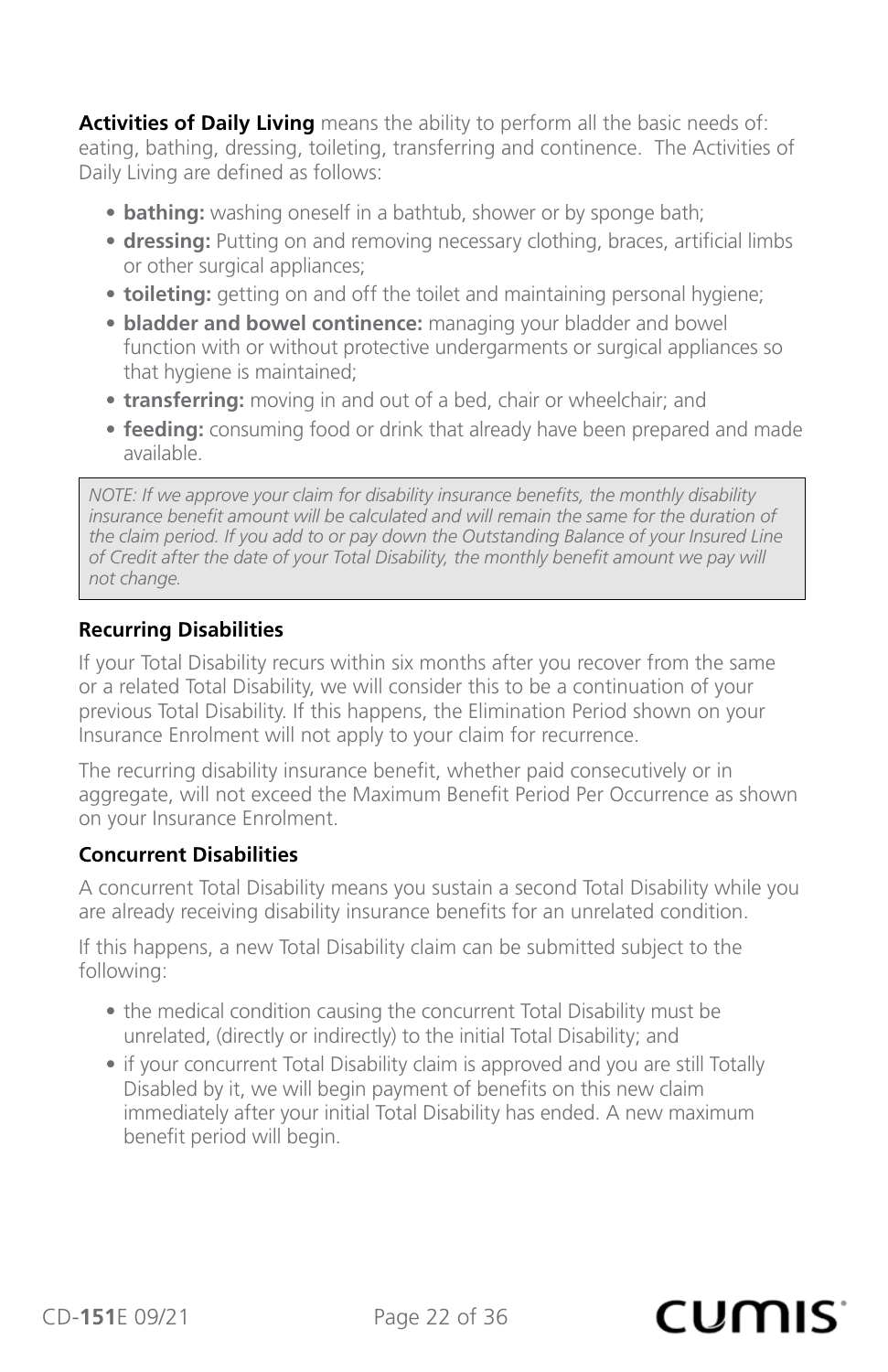**Activities of Daily Living** means the ability to perform all the basic needs of: eating, bathing, dressing, toileting, transferring and continence. The Activities of Daily Living are defined as follows:

- **bathing:** washing oneself in a bathtub, shower or by sponge bath;
- **dressing:** Putting on and removing necessary clothing, braces, artificial limbs or other surgical appliances;
- **toileting:** getting on and off the toilet and maintaining personal hygiene;
- **bladder and bowel continence:** managing your bladder and bowel function with or without protective undergarments or surgical appliances so that hygiene is maintained;
- **transferring:** moving in and out of a bed, chair or wheelchair; and
- **feeding:** consuming food or drink that already have been prepared and made available.

*NOTE: If we approve your claim for disability insurance benefits, the monthly disability insurance benefit amount will be calculated and will remain the same for the duration of the claim period. If you add to or pay down the Outstanding Balance of your Insured Line of Credit after the date of your Total Disability, the monthly benefit amount we pay will not change.*

#### Recurring Disabilities

If your Total Disability recurs within six months after you recover from the same or a related Total Disability, we will consider this to be a continuation of your previous Total Disability. If this happens, the Elimination Period shown on your Insurance Enrolment will not apply to your claim for recurrence.

The recurring disability insurance benefit, whether paid consecutively or in aggregate, will not exceed the Maximum Benefit Period Per Occurrence as shown on your Insurance Enrolment.

#### Concurrent Disabilities

A concurrent Total Disability means you sustain a second Total Disability while you are already receiving disability insurance benefits for an unrelated condition.

If this happens, a new Total Disability claim can be submitted subject to the following:

- the medical condition causing the concurrent Total Disability must be unrelated, (directly or indirectly) to the initial Total Disability; and
- if your concurrent Total Disability claim is approved and you are still Totally Disabled by it, we will begin payment of benefits on this new claim immediately after your initial Total Disability has ended. A new maximum benefit period will begin.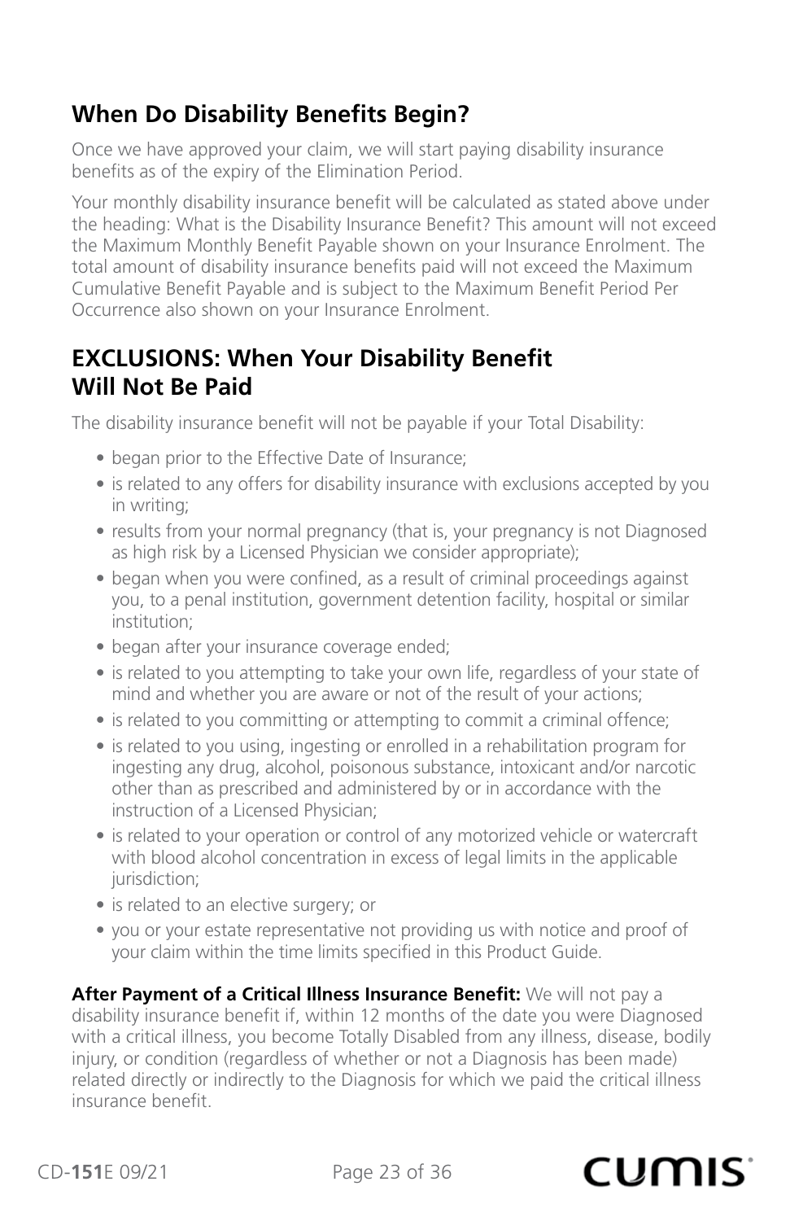## When Do Disability Benefits Begin?

Once we have approved your claim, we will start paying disability insurance benefits as of the expiry of the Elimination Period.

Your monthly disability insurance benefit will be calculated as stated above under the heading: What is the Disability Insurance Benefit? This amount will not exceed the Maximum Monthly Benefit Payable shown on your Insurance Enrolment. The total amount of disability insurance benefits paid will not exceed the Maximum Cumulative Benefit Payable and is subject to the Maximum Benefit Period Per Occurrence also shown on your Insurance Enrolment.

## EXCLUSIONS: When Your Disability Benefit Will Not Be Paid

The disability insurance benefit will not be payable if your Total Disability:

- began prior to the Effective Date of Insurance;
- is related to any offers for disability insurance with exclusions accepted by you in writing;
- results from your normal pregnancy (that is, your pregnancy is not Diagnosed as high risk by a Licensed Physician we consider appropriate);
- began when you were confined, as a result of criminal proceedings against you, to a penal institution, government detention facility, hospital or similar institution;
- began after your insurance coverage ended;
- is related to you attempting to take your own life, regardless of your state of mind and whether you are aware or not of the result of your actions;
- is related to you committing or attempting to commit a criminal offence;
- is related to you using, ingesting or enrolled in a rehabilitation program for ingesting any drug, alcohol, poisonous substance, intoxicant and/or narcotic other than as prescribed and administered by or in accordance with the instruction of a Licensed Physician;
- is related to your operation or control of any motorized vehicle or watercraft with blood alcohol concentration in excess of legal limits in the applicable jurisdiction;
- is related to an elective surgery; or
- you or your estate representative not providing us with notice and proof of your claim within the time limits specified in this Product Guide.

**After Payment of a Critical Illness Insurance Benefit:** We will not pay a disability insurance benefit if, within 12 months of the date you were Diagnosed with a critical illness, you become Totally Disabled from any illness, disease, bodily injury, or condition (regardless of whether or not a Diagnosis has been made) related directly or indirectly to the Diagnosis for which we paid the critical illness insurance benefit.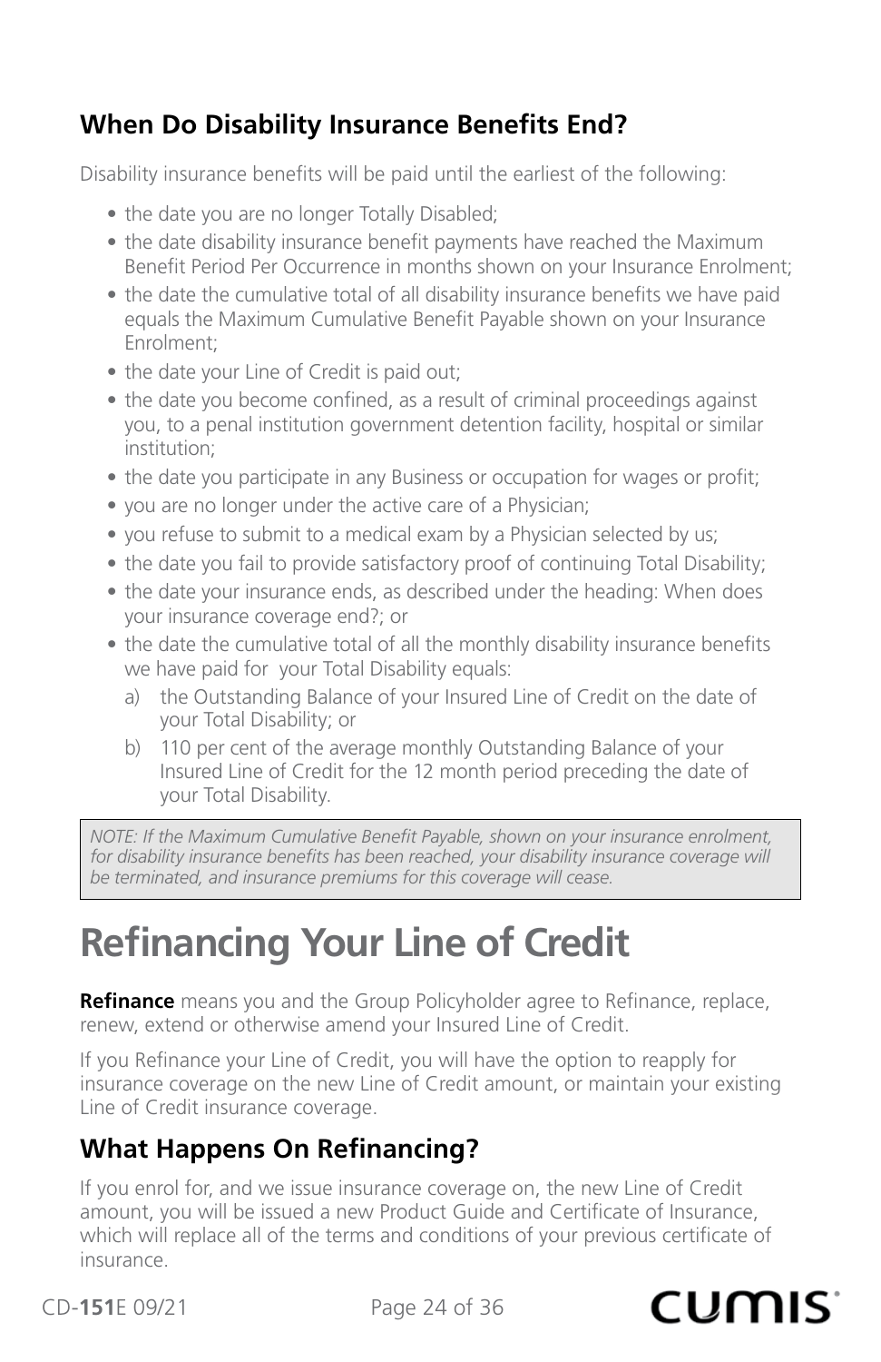## When Do Disability Insurance Benefits End?

Disability insurance benefits will be paid until the earliest of the following:

- the date you are no longer Totally Disabled;
- the date disability insurance benefit payments have reached the Maximum Benefit Period Per Occurrence in months shown on your Insurance Enrolment;
- the date the cumulative total of all disability insurance benefits we have paid equals the Maximum Cumulative Benefit Payable shown on your Insurance Enrolment;
- the date your Line of Credit is paid out;
- the date you become confined, as a result of criminal proceedings against you, to a penal institution government detention facility, hospital or similar institution;
- the date you participate in any Business or occupation for wages or profit;
- you are no longer under the active care of a Physician;
- you refuse to submit to a medical exam by a Physician selected by us;
- the date you fail to provide satisfactory proof of continuing Total Disability;
- the date your insurance ends, as described under the heading: When does your insurance coverage end?; or
- the date the cumulative total of all the monthly disability insurance benefits we have paid for your Total Disability equals:
  a) the Outstanding Balance of your Insured Line of Credit on the date of your Total Disability; or
  b) 110 per cent of the average monthly Outstanding Balance of your Insured Line of Credit for the 12 month period preceding the date of your Total Disability.

*NOTE: If the Maximum Cumulative Benefit Payable, shown on your insurance enrolment, for disability insurance benefits has been reached, your disability insurance coverage will be terminated, and insurance premiums for this coverage will cease.*

# Refinancing Your Line of Credit

**Refinance** means you and the Group Policyholder agree to Refinance, replace, renew, extend or otherwise amend your Insured Line of Credit.

If you Refinance your Line of Credit, you will have the option to reapply for insurance coverage on the new Line of Credit amount, or maintain your existing Line of Credit insurance coverage.

## What Happens On Refinancing?

If you enrol for, and we issue insurance coverage on, the new Line of Credit amount, you will be issued a new Product Guide and Certificate of Insurance, which will replace all of the terms and conditions of your previous certificate of insurance.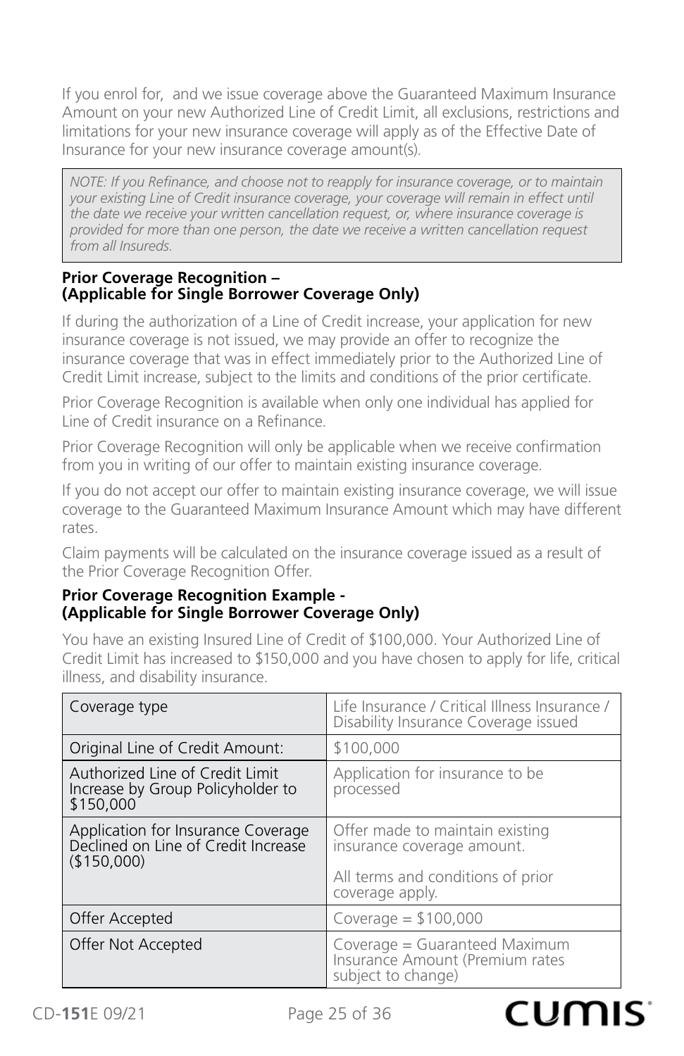If you enrol for,  and we issue coverage above the Guaranteed Maximum Insurance Amount on your new Authorized Line of Credit Limit, all exclusions, restrictions and limitations for your new insurance coverage will apply as of the Effective Date of Insurance for your new insurance coverage amount(s).

*NOTE: If you Refinance, and choose not to reapply for insurance coverage, or to maintain your existing Line of Credit insurance coverage, your coverage will remain in effect until the date we receive your written cancellation request, or, where insurance coverage is provided for more than one person, the date we receive a written cancellation request from all Insureds.*

**Prior Coverage Recognition –
(Applicable for Single Borrower Coverage Only)**

If during the authorization of a Line of Credit increase, your application for new insurance coverage is not issued, we may provide an offer to recognize the insurance coverage that was in effect immediately prior to the Authorized Line of Credit Limit increase, subject to the limits and conditions of the prior certificate.

Prior Coverage Recognition is available when only one individual has applied for Line of Credit insurance on a Refinance.

Prior Coverage Recognition will only be applicable when we receive confirmation from you in writing of our offer to maintain existing insurance coverage.

If you do not accept our offer to maintain existing insurance coverage, we will issue coverage to the Guaranteed Maximum Insurance Amount which may have different rates.

Claim payments will be calculated on the insurance coverage issued as a result of the Prior Coverage Recognition Offer.

**Prior Coverage Recognition Example -
(Applicable for Single Borrower Coverage Only)**

You have an existing Insured Line of Credit of $100,000. Your Authorized Line of Credit Limit has increased to $150,000 and you have chosen to apply for life, critical illness, and disability insurance.

| Coverage type | Life Insurance / Critical Illness Insurance / Disability Insurance Coverage issued |
|---|---|
| Original Line of Credit Amount: | $100,000 |
| Authorized Line of Credit Limit Increase by Group Policyholder to $150,000 | Application for insurance to be processed |
| Application for Insurance Coverage Declined on Line of Credit Increase ($150,000) | Offer made to maintain existing insurance coverage amount.<br><br>All terms and conditions of prior coverage apply. |
| Offer Accepted | Coverage = $100,000 |
| Offer Not Accepted | Coverage = Guaranteed Maximum Insurance Amount (Premium rates subject to change) |

CD-**151**E 09/21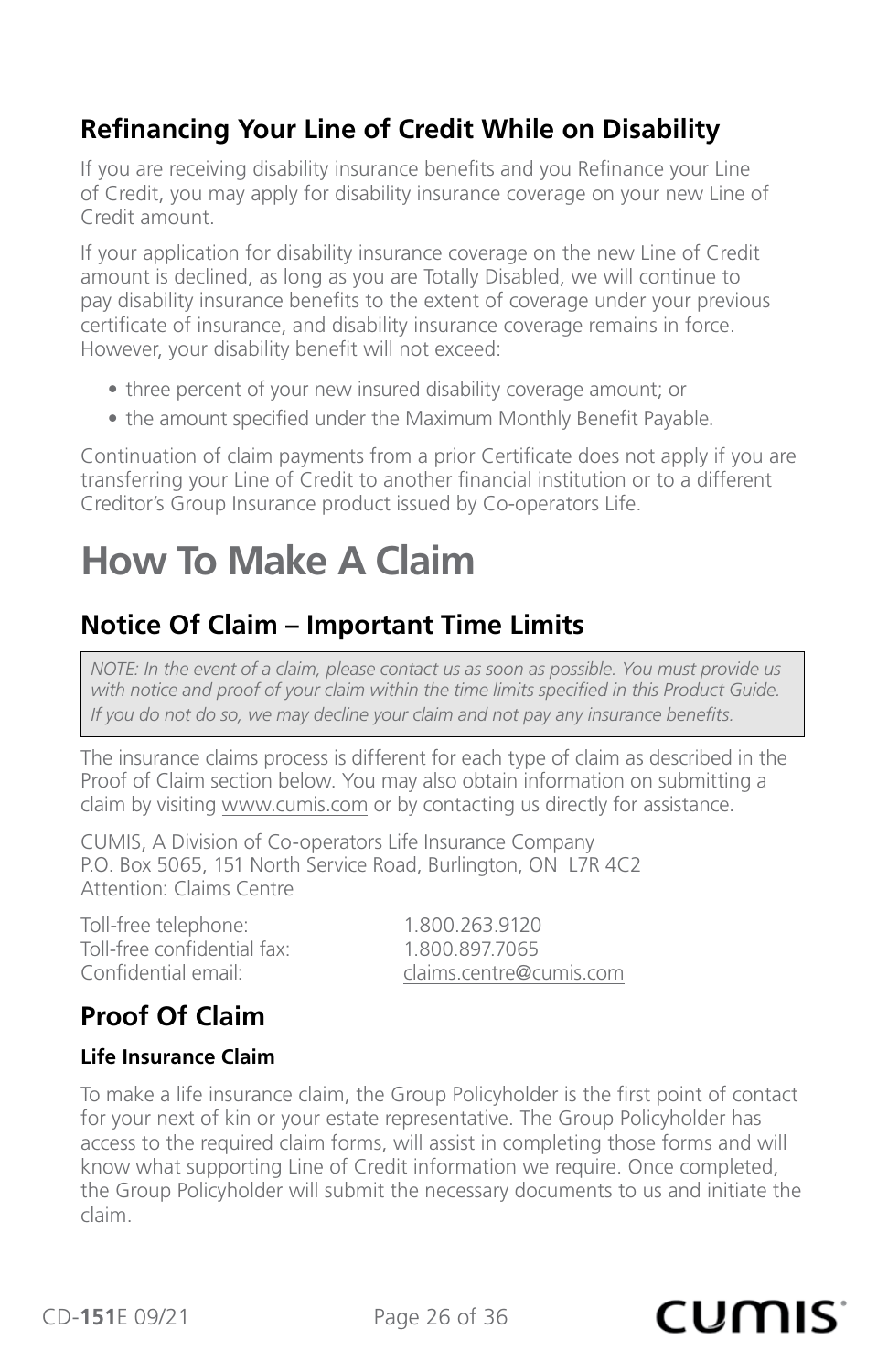## Refinancing Your Line of Credit While on Disability

If you are receiving disability insurance benefits and you Refinance your Line of Credit, you may apply for disability insurance coverage on your new Line of Credit amount.

If your application for disability insurance coverage on the new Line of Credit amount is declined, as long as you are Totally Disabled, we will continue to pay disability insurance benefits to the extent of coverage under your previous certificate of insurance, and disability insurance coverage remains in force. However, your disability benefit will not exceed:

- three percent of your new insured disability coverage amount; or
- the amount specified under the Maximum Monthly Benefit Payable.

Continuation of claim payments from a prior Certificate does not apply if you are transferring your Line of Credit to another financial institution or to a different Creditor's Group Insurance product issued by Co-operators Life.

# How To Make A Claim

## Notice Of Claim – Important Time Limits

*NOTE: In the event of a claim, please contact us as soon as possible. You must provide us with notice and proof of your claim within the time limits specified in this Product Guide. If you do not do so, we may decline your claim and not pay any insurance benefits.*

The insurance claims process is different for each type of claim as described in the Proof of Claim section below. You may also obtain information on submitting a claim by visiting www.cumis.com or by contacting us directly for assistance.

CUMIS, A Division of Co-operators Life Insurance Company
P.O. Box 5065, 151 North Service Road, Burlington, ON L7R 4C2
Attention: Claims Centre

Toll-free telephone: 1.800.263.9120
Toll-free confidential fax: 1.800.897.7065
Confidential email: claims.centre@cumis.com

## Proof Of Claim

### Life Insurance Claim

To make a life insurance claim, the Group Policyholder is the first point of contact for your next of kin or your estate representative. The Group Policyholder has access to the required claim forms, will assist in completing those forms and will know what supporting Line of Credit information we require. Once completed, the Group Policyholder will submit the necessary documents to us and initiate the claim.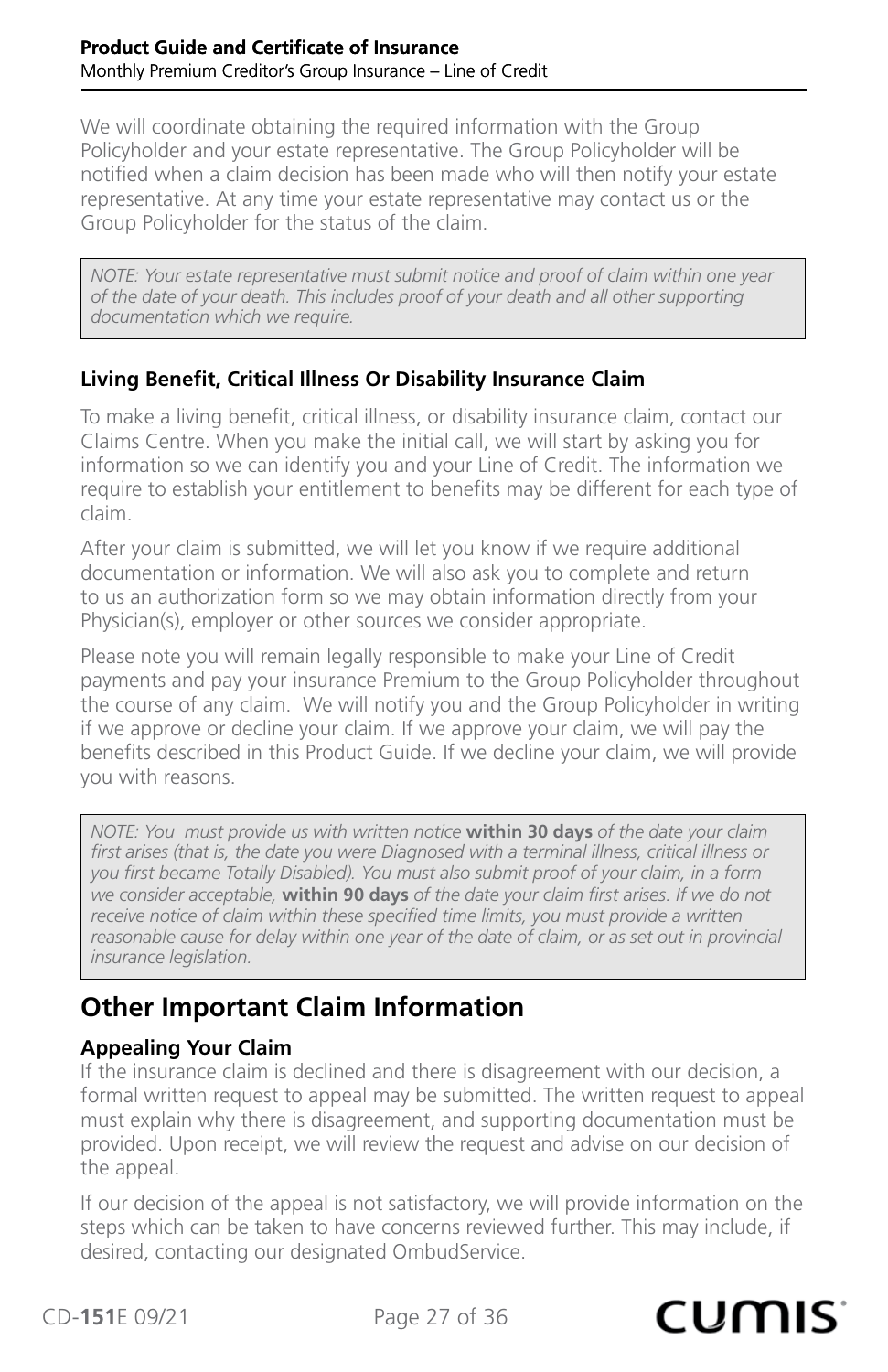We will coordinate obtaining the required information with the Group Policyholder and your estate representative. The Group Policyholder will be notified when a claim decision has been made who will then notify your estate representative. At any time your estate representative may contact us or the Group Policyholder for the status of the claim.

> *NOTE: Your estate representative must submit notice and proof of claim within one year of the date of your death. This includes proof of your death and all other supporting documentation which we require.*

### Living Benefit, Critical Illness Or Disability Insurance Claim

To make a living benefit, critical illness, or disability insurance claim, contact our Claims Centre. When you make the initial call, we will start by asking you for information so we can identify you and your Line of Credit. The information we require to establish your entitlement to benefits may be different for each type of claim.

After your claim is submitted, we will let you know if we require additional documentation or information. We will also ask you to complete and return to us an authorization form so we may obtain information directly from your Physician(s), employer or other sources we consider appropriate.

Please note you will remain legally responsible to make your Line of Credit payments and pay your insurance Premium to the Group Policyholder throughout the course of any claim. We will notify you and the Group Policyholder in writing if we approve or decline your claim. If we approve your claim, we will pay the benefits described in this Product Guide. If we decline your claim, we will provide you with reasons.

> *NOTE: You must provide us with written notice* **within 30 days** *of the date your claim first arises (that is, the date you were Diagnosed with a terminal illness, critical illness or you first became Totally Disabled). You must also submit proof of your claim, in a form we consider acceptable,* **within 90 days** *of the date your claim first arises. If we do not receive notice of claim within these specified time limits, you must provide a written reasonable cause for delay within one year of the date of claim, or as set out in provincial insurance legislation.*

## Other Important Claim Information

### Appealing Your Claim

If the insurance claim is declined and there is disagreement with our decision, a formal written request to appeal may be submitted. The written request to appeal must explain why there is disagreement, and supporting documentation must be provided. Upon receipt, we will review the request and advise on our decision of the appeal.

If our decision of the appeal is not satisfactory, we will provide information on the steps which can be taken to have concerns reviewed further. This may include, if desired, contacting our designated OmbudService.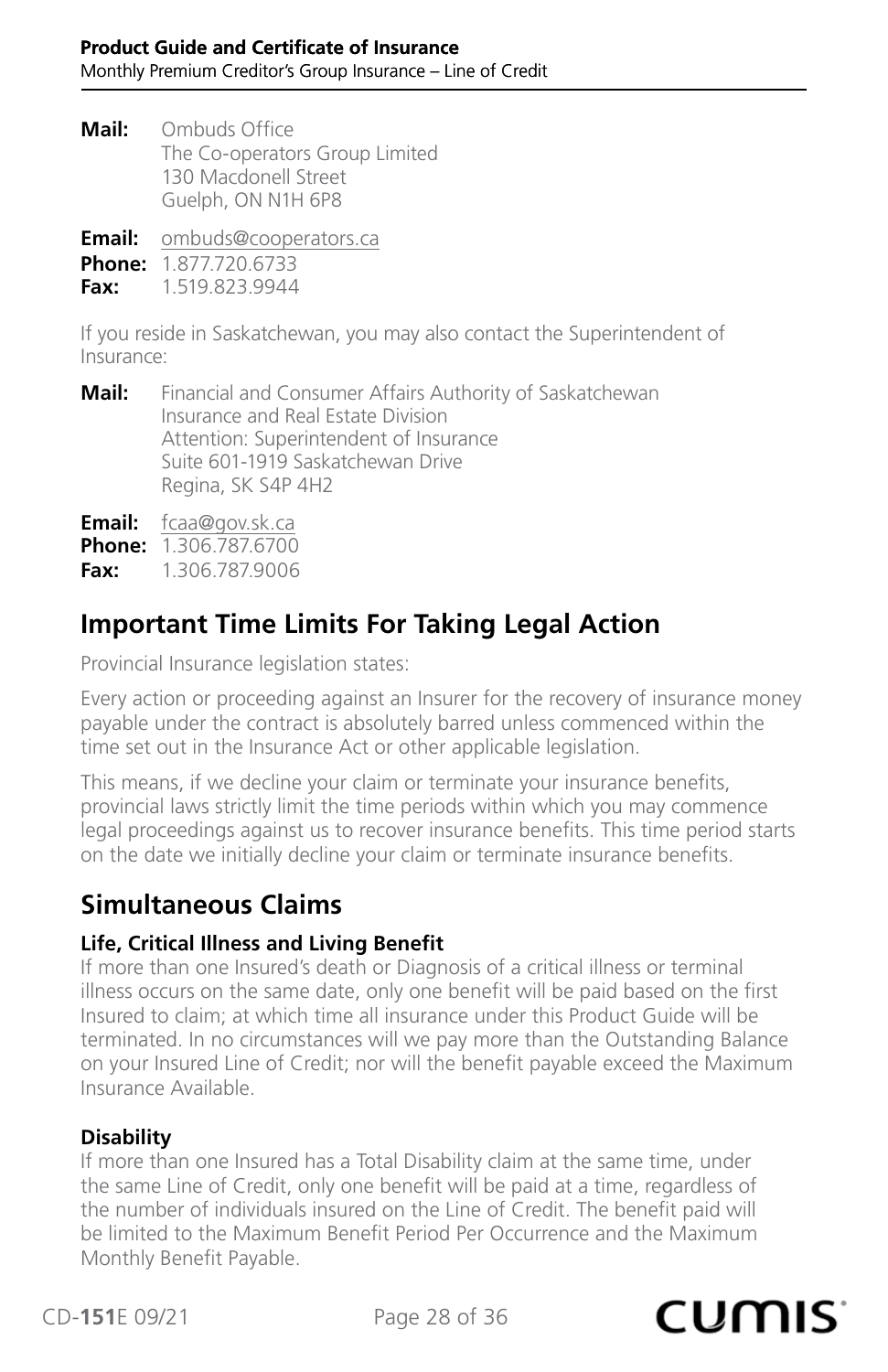**Mail:** Ombuds Office
The Co-operators Group Limited
130 Macdonell Street
Guelph, ON N1H 6P8

**Email:** ombuds@cooperators.ca
**Phone:** 1.877.720.6733
**Fax:** 1.519.823.9944

If you reside in Saskatchewan, you may also contact the Superintendent of Insurance:

**Mail:** Financial and Consumer Affairs Authority of Saskatchewan
Insurance and Real Estate Division
Attention: Superintendent of Insurance
Suite 601-1919 Saskatchewan Drive
Regina, SK S4P 4H2

**Email:** fcaa@gov.sk.ca
**Phone:** 1.306.787.6700
**Fax:** 1.306.787.9006

## Important Time Limits For Taking Legal Action

Provincial Insurance legislation states:

Every action or proceeding against an Insurer for the recovery of insurance money payable under the contract is absolutely barred unless commenced within the time set out in the Insurance Act or other applicable legislation.

This means, if we decline your claim or terminate your insurance benefits, provincial laws strictly limit the time periods within which you may commence legal proceedings against us to recover insurance benefits. This time period starts on the date we initially decline your claim or terminate insurance benefits.

## Simultaneous Claims

**Life, Critical Illness and Living Benefit**
If more than one Insured's death or Diagnosis of a critical illness or terminal illness occurs on the same date, only one benefit will be paid based on the first Insured to claim; at which time all insurance under this Product Guide will be terminated. In no circumstances will we pay more than the Outstanding Balance on your Insured Line of Credit; nor will the benefit payable exceed the Maximum Insurance Available.

**Disability**
If more than one Insured has a Total Disability claim at the same time, under the same Line of Credit, only one benefit will be paid at a time, regardless of the number of individuals insured on the Line of Credit. The benefit paid will be limited to the Maximum Benefit Period Per Occurrence and the Maximum Monthly Benefit Payable.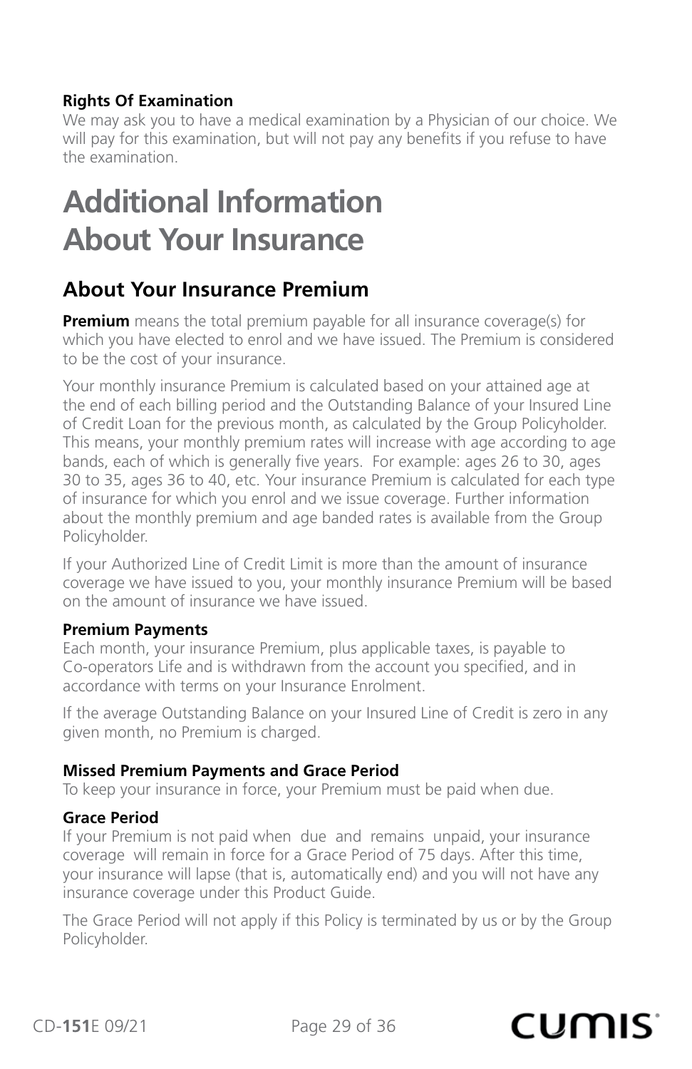#### Rights Of Examination

We may ask you to have a medical examination by a Physician of our choice. We will pay for this examination, but will not pay any benefits if you refuse to have the examination.

# Additional Information About Your Insurance

## About Your Insurance Premium

**Premium** means the total premium payable for all insurance coverage(s) for which you have elected to enrol and we have issued. The Premium is considered to be the cost of your insurance.

Your monthly insurance Premium is calculated based on your attained age at the end of each billing period and the Outstanding Balance of your Insured Line of Credit Loan for the previous month, as calculated by the Group Policyholder. This means, your monthly premium rates will increase with age according to age bands, each of which is generally five years. For example: ages 26 to 30, ages 30 to 35, ages 36 to 40, etc. Your insurance Premium is calculated for each type of insurance for which you enrol and we issue coverage. Further information about the monthly premium and age banded rates is available from the Group Policyholder.

If your Authorized Line of Credit Limit is more than the amount of insurance coverage we have issued to you, your monthly insurance Premium will be based on the amount of insurance we have issued.

#### Premium Payments

Each month, your insurance Premium, plus applicable taxes, is payable to Co-operators Life and is withdrawn from the account you specified, and in accordance with terms on your Insurance Enrolment.

If the average Outstanding Balance on your Insured Line of Credit is zero in any given month, no Premium is charged.

#### Missed Premium Payments and Grace Period

To keep your insurance in force, your Premium must be paid when due.

#### Grace Period

If your Premium is not paid when due and remains unpaid, your insurance coverage will remain in force for a Grace Period of 75 days. After this time, your insurance will lapse (that is, automatically end) and you will not have any insurance coverage under this Product Guide.

The Grace Period will not apply if this Policy is terminated by us or by the Group Policyholder.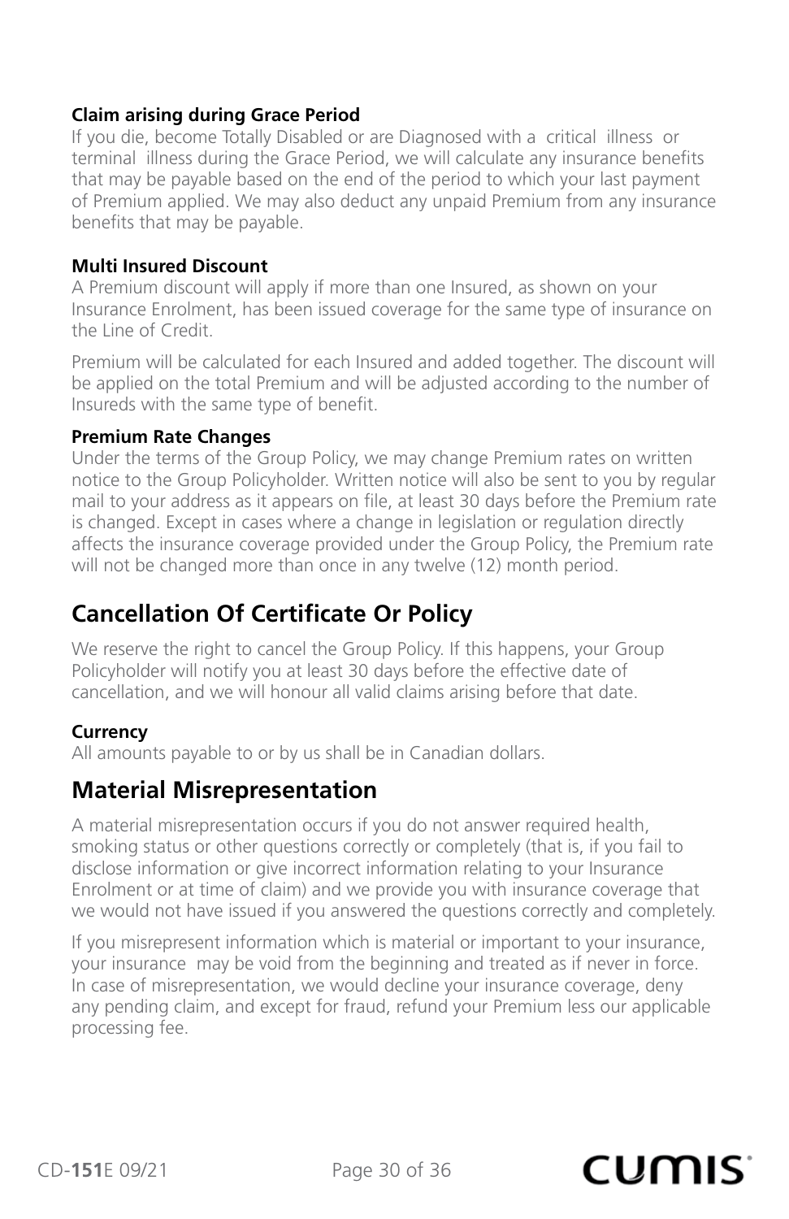**Claim arising during Grace Period**

If you die, become Totally Disabled or are Diagnosed with a critical illness or terminal illness during the Grace Period, we will calculate any insurance benefits that may be payable based on the end of the period to which your last payment of Premium applied. We may also deduct any unpaid Premium from any insurance benefits that may be payable.

**Multi Insured Discount**

A Premium discount will apply if more than one Insured, as shown on your Insurance Enrolment, has been issued coverage for the same type of insurance on the Line of Credit.

Premium will be calculated for each Insured and added together. The discount will be applied on the total Premium and will be adjusted according to the number of Insureds with the same type of benefit.

**Premium Rate Changes**

Under the terms of the Group Policy, we may change Premium rates on written notice to the Group Policyholder. Written notice will also be sent to you by regular mail to your address as it appears on file, at least 30 days before the Premium rate is changed. Except in cases where a change in legislation or regulation directly affects the insurance coverage provided under the Group Policy, the Premium rate will not be changed more than once in any twelve (12) month period.

## Cancellation Of Certificate Or Policy

We reserve the right to cancel the Group Policy. If this happens, your Group Policyholder will notify you at least 30 days before the effective date of cancellation, and we will honour all valid claims arising before that date.

**Currency**

All amounts payable to or by us shall be in Canadian dollars.

## Material Misrepresentation

A material misrepresentation occurs if you do not answer required health, smoking status or other questions correctly or completely (that is, if you fail to disclose information or give incorrect information relating to your Insurance Enrolment or at time of claim) and we provide you with insurance coverage that we would not have issued if you answered the questions correctly and completely.

If you misrepresent information which is material or important to your insurance, your insurance may be void from the beginning and treated as if never in force. In case of misrepresentation, we would decline your insurance coverage, deny any pending claim, and except for fraud, refund your Premium less our applicable processing fee.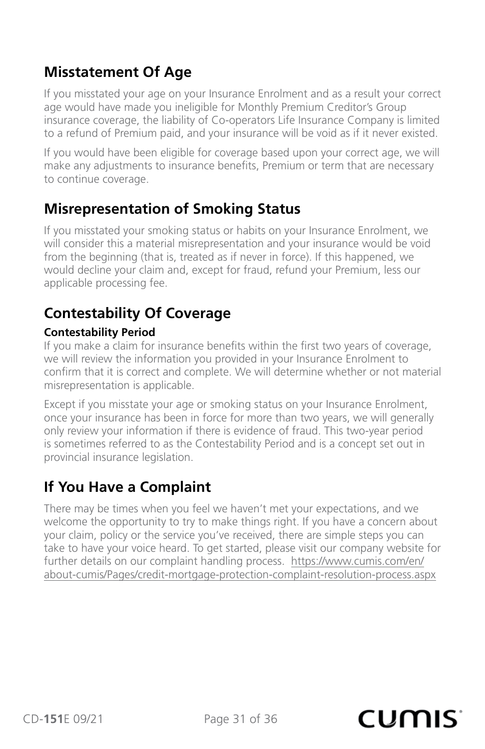## Misstatement Of Age

If you misstated your age on your Insurance Enrolment and as a result your correct age would have made you ineligible for Monthly Premium Creditor's Group insurance coverage, the liability of Co-operators Life Insurance Company is limited to a refund of Premium paid, and your insurance will be void as if it never existed.

If you would have been eligible for coverage based upon your correct age, we will make any adjustments to insurance benefits, Premium or term that are necessary to continue coverage.

## Misrepresentation of Smoking Status

If you misstated your smoking status or habits on your Insurance Enrolment, we will consider this a material misrepresentation and your insurance would be void from the beginning (that is, treated as if never in force). If this happened, we would decline your claim and, except for fraud, refund your Premium, less our applicable processing fee.

## Contestability Of Coverage

### Contestability Period

If you make a claim for insurance benefits within the first two years of coverage, we will review the information you provided in your Insurance Enrolment to confirm that it is correct and complete. We will determine whether or not material misrepresentation is applicable.

Except if you misstate your age or smoking status on your Insurance Enrolment, once your insurance has been in force for more than two years, we will generally only review your information if there is evidence of fraud. This two-year period is sometimes referred to as the Contestability Period and is a concept set out in provincial insurance legislation.

## If You Have a Complaint

There may be times when you feel we haven't met your expectations, and we welcome the opportunity to try to make things right. If you have a concern about your claim, policy or the service you've received, there are simple steps you can take to have your voice heard. To get started, please visit our company website for further details on our complaint handling process. https://www.cumis.com/en/about-cumis/Pages/credit-mortgage-protection-complaint-resolution-process.aspx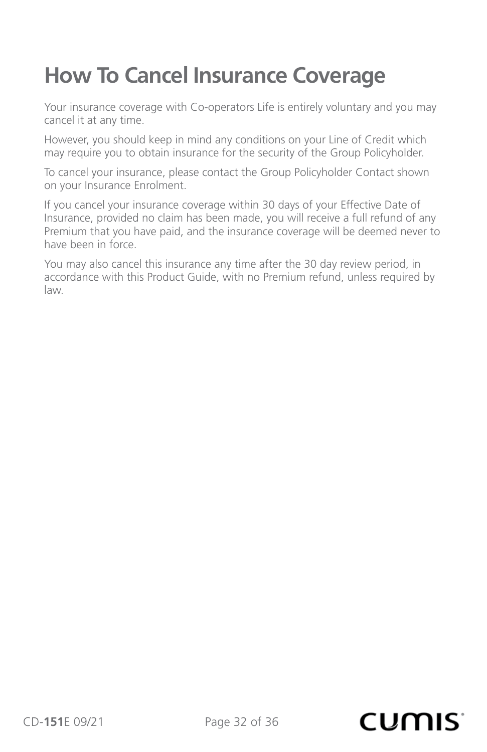# How To Cancel Insurance Coverage

Your insurance coverage with Co-operators Life is entirely voluntary and you may cancel it at any time.

However, you should keep in mind any conditions on your Line of Credit which may require you to obtain insurance for the security of the Group Policyholder.

To cancel your insurance, please contact the Group Policyholder Contact shown on your Insurance Enrolment.

If you cancel your insurance coverage within 30 days of your Effective Date of Insurance, provided no claim has been made, you will receive a full refund of any Premium that you have paid, and the insurance coverage will be deemed never to have been in force.

You may also cancel this insurance any time after the 30 day review period, in accordance with this Product Guide, with no Premium refund, unless required by law.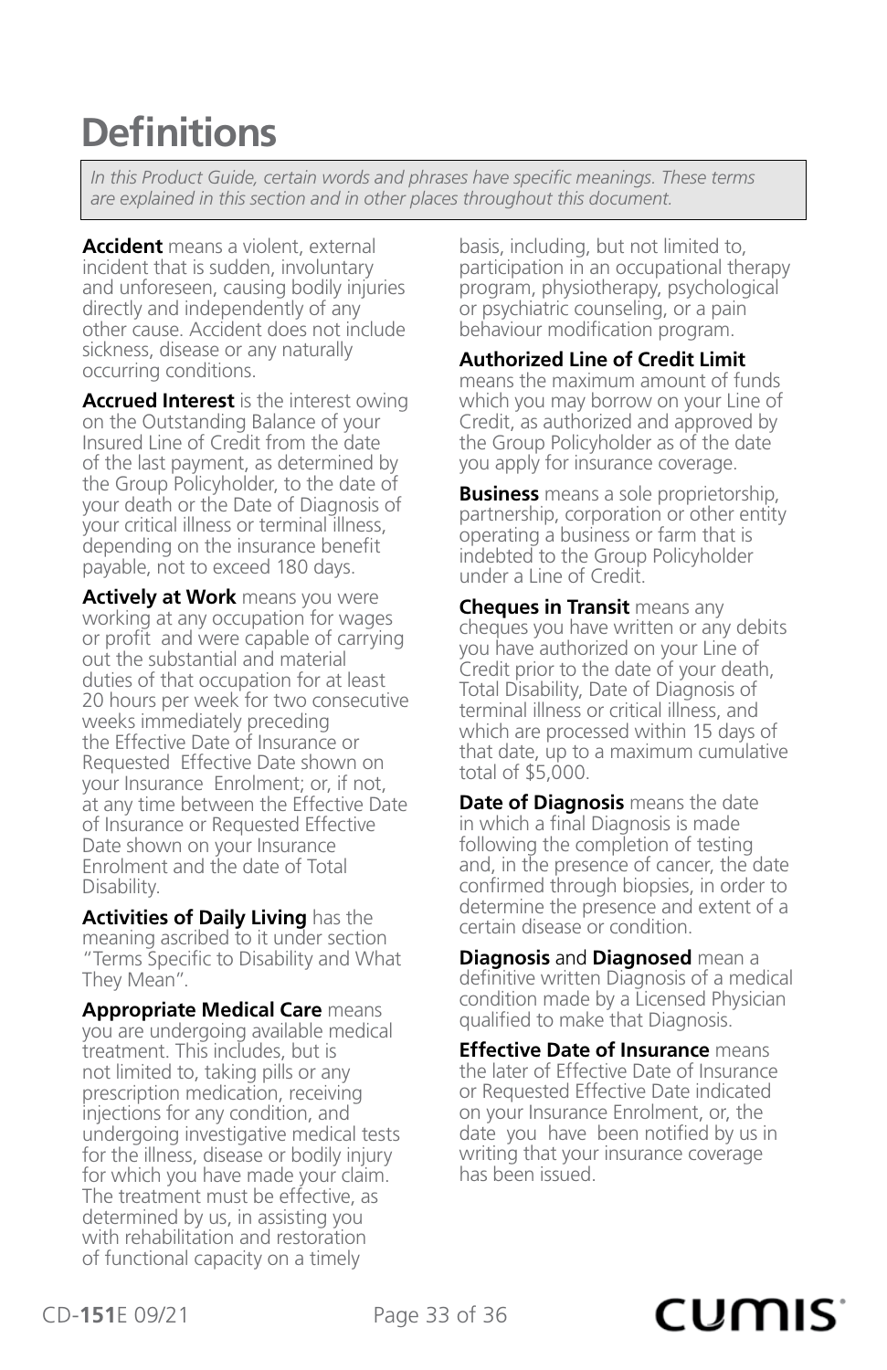# Definitions

*In this Product Guide, certain words and phrases have specific meanings. These terms are explained in this section and in other places throughout this document.*

**Accident** means a violent, external incident that is sudden, involuntary and unforeseen, causing bodily injuries directly and independently of any other cause. Accident does not include sickness, disease or any naturally occurring conditions.

**Accrued Interest** is the interest owing on the Outstanding Balance of your Insured Line of Credit from the date of the last payment, as determined by the Group Policyholder, to the date of your death or the Date of Diagnosis of your critical illness or terminal illness, depending on the insurance benefit payable, not to exceed 180 days.

**Actively at Work** means you were working at any occupation for wages or profit and were capable of carrying out the substantial and material duties of that occupation for at least 20 hours per week for two consecutive weeks immediately preceding the Effective Date of Insurance or Requested Effective Date shown on your Insurance Enrolment; or, if not, at any time between the Effective Date of Insurance or Requested Effective Date shown on your Insurance Enrolment and the date of Total Disability.

**Activities of Daily Living** has the meaning ascribed to it under section "Terms Specific to Disability and What They Mean".

**Appropriate Medical Care** means you are undergoing available medical treatment. This includes, but is not limited to, taking pills or any prescription medication, receiving injections for any condition, and undergoing investigative medical tests for the illness, disease or bodily injury for which you have made your claim. The treatment must be effective, as determined by us, in assisting you with rehabilitation and restoration of functional capacity on a timely basis, including, but not limited to, participation in an occupational therapy program, physiotherapy, psychological or psychiatric counseling, or a pain behaviour modification program.

**Authorized Line of Credit Limit** means the maximum amount of funds which you may borrow on your Line of Credit, as authorized and approved by the Group Policyholder as of the date you apply for insurance coverage.

**Business** means a sole proprietorship, partnership, corporation or other entity operating a business or farm that is indebted to the Group Policyholder under a Line of Credit.

**Cheques in Transit** means any cheques you have written or any debits you have authorized on your Line of Credit prior to the date of your death, Total Disability, Date of Diagnosis of terminal illness or critical illness, and which are processed within 15 days of that date, up to a maximum cumulative total of $5,000.

**Date of Diagnosis** means the date in which a final Diagnosis is made following the completion of testing and, in the presence of cancer, the date confirmed through biopsies, in order to determine the presence and extent of a certain disease or condition.

**Diagnosis** and **Diagnosed** mean a definitive written Diagnosis of a medical condition made by a Licensed Physician qualified to make that Diagnosis.

**Effective Date of Insurance** means the later of Effective Date of Insurance or Requested Effective Date indicated on your Insurance Enrolment, or, the date you have been notified by us in writing that your insurance coverage has been issued.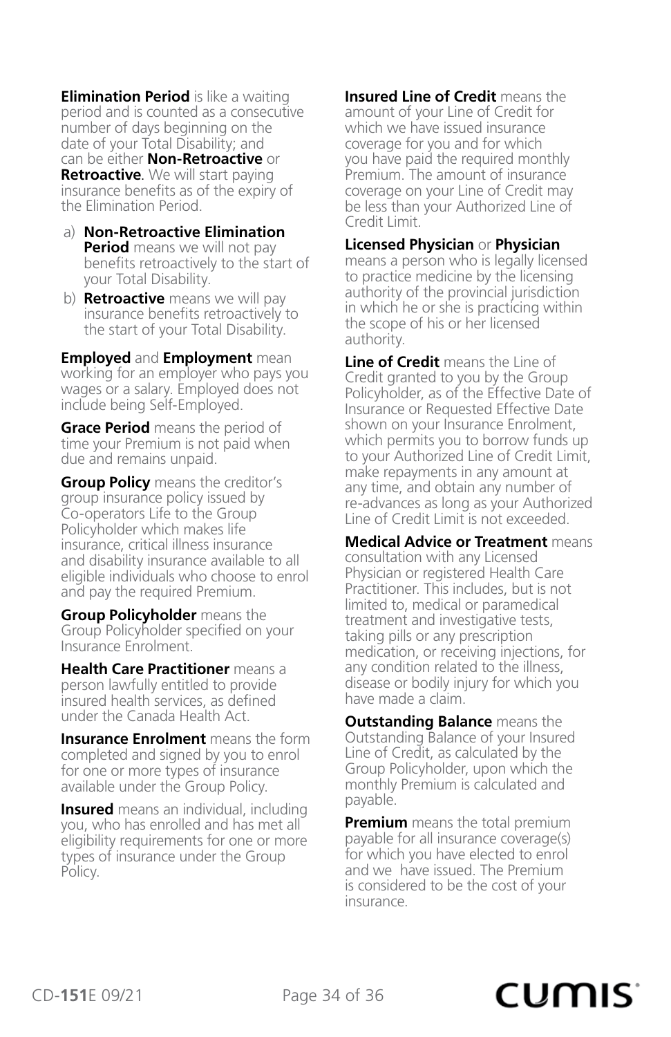**Elimination Period** is like a waiting period and is counted as a consecutive number of days beginning on the date of your Total Disability; and can be either **Non-Retroactive** or **Retroactive**. We will start paying insurance benefits as of the expiry of the Elimination Period.

a) **Non-Retroactive Elimination Period** means we will not pay benefits retroactively to the start of your Total Disability.

b) **Retroactive** means we will pay insurance benefits retroactively to the start of your Total Disability.

**Employed** and **Employment** mean working for an employer who pays you wages or a salary. Employed does not include being Self-Employed.

**Grace Period** means the period of time your Premium is not paid when due and remains unpaid.

**Group Policy** means the creditor's group insurance policy issued by Co-operators Life to the Group Policyholder which makes life insurance, critical illness insurance and disability insurance available to all eligible individuals who choose to enrol and pay the required Premium.

**Group Policyholder** means the Group Policyholder specified on your Insurance Enrolment.

**Health Care Practitioner** means a person lawfully entitled to provide insured health services, as defined under the Canada Health Act.

**Insurance Enrolment** means the form completed and signed by you to enrol for one or more types of insurance available under the Group Policy.

**Insured** means an individual, including you, who has enrolled and has met all eligibility requirements for one or more types of insurance under the Group Policy.

**Insured Line of Credit** means the amount of your Line of Credit for which we have issued insurance coverage for you and for which you have paid the required monthly Premium. The amount of insurance coverage on your Line of Credit may be less than your Authorized Line of Credit Limit.

**Licensed Physician** or **Physician** means a person who is legally licensed to practice medicine by the licensing authority of the provincial jurisdiction in which he or she is practicing within the scope of his or her licensed authority.

**Line of Credit** means the Line of Credit granted to you by the Group Policyholder, as of the Effective Date of Insurance or Requested Effective Date shown on your Insurance Enrolment, which permits you to borrow funds up to your Authorized Line of Credit Limit, make repayments in any amount at any time, and obtain any number of re-advances as long as your Authorized Line of Credit Limit is not exceeded.

**Medical Advice or Treatment** means consultation with any Licensed Physician or registered Health Care Practitioner. This includes, but is not limited to, medical or paramedical treatment and investigative tests, taking pills or any prescription medication, or receiving injections, for any condition related to the illness, disease or bodily injury for which you have made a claim.

**Outstanding Balance** means the Outstanding Balance of your Insured Line of Credit, as calculated by the Group Policyholder, upon which the monthly Premium is calculated and payable.

**Premium** means the total premium payable for all insurance coverage(s) for which you have elected to enrol and we have issued. The Premium is considered to be the cost of your insurance.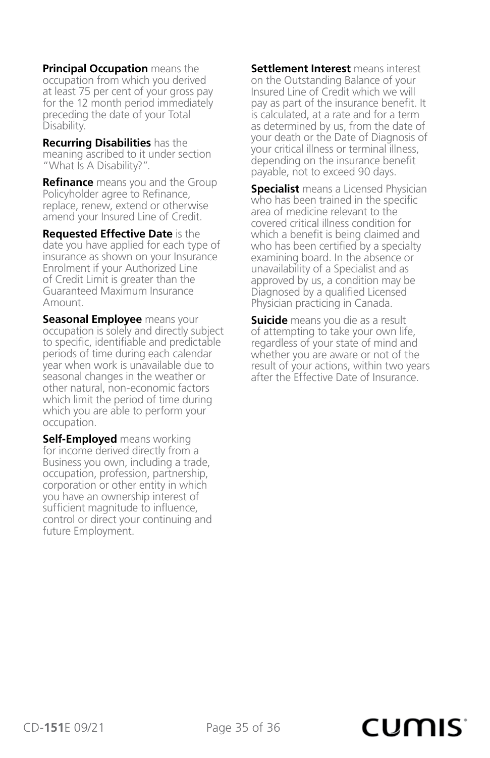**Principal Occupation** means the occupation from which you derived at least 75 per cent of your gross pay for the 12 month period immediately preceding the date of your Total Disability.

**Recurring Disabilities** has the meaning ascribed to it under section "What Is A Disability?".

**Refinance** means you and the Group Policyholder agree to Refinance, replace, renew, extend or otherwise amend your Insured Line of Credit.

**Requested Effective Date** is the date you have applied for each type of insurance as shown on your Insurance Enrolment if your Authorized Line of Credit Limit is greater than the Guaranteed Maximum Insurance Amount.

**Seasonal Employee** means your occupation is solely and directly subject to specific, identifiable and predictable periods of time during each calendar year when work is unavailable due to seasonal changes in the weather or other natural, non-economic factors which limit the period of time during which you are able to perform your occupation.

**Self-Employed** means working for income derived directly from a Business you own, including a trade, occupation, profession, partnership, corporation or other entity in which you have an ownership interest of sufficient magnitude to influence, control or direct your continuing and future Employment.

**Settlement Interest** means interest on the Outstanding Balance of your Insured Line of Credit which we will pay as part of the insurance benefit. It is calculated, at a rate and for a term as determined by us, from the date of your death or the Date of Diagnosis of your critical illness or terminal illness, depending on the insurance benefit payable, not to exceed 90 days.

**Specialist** means a Licensed Physician who has been trained in the specific area of medicine relevant to the covered critical illness condition for which a benefit is being claimed and who has been certified by a specialty examining board. In the absence or unavailability of a Specialist and as approved by us, a condition may be Diagnosed by a qualified Licensed Physician practicing in Canada.

**Suicide** means you die as a result of attempting to take your own life, regardless of your state of mind and whether you are aware or not of the result of your actions, within two years after the Effective Date of Insurance.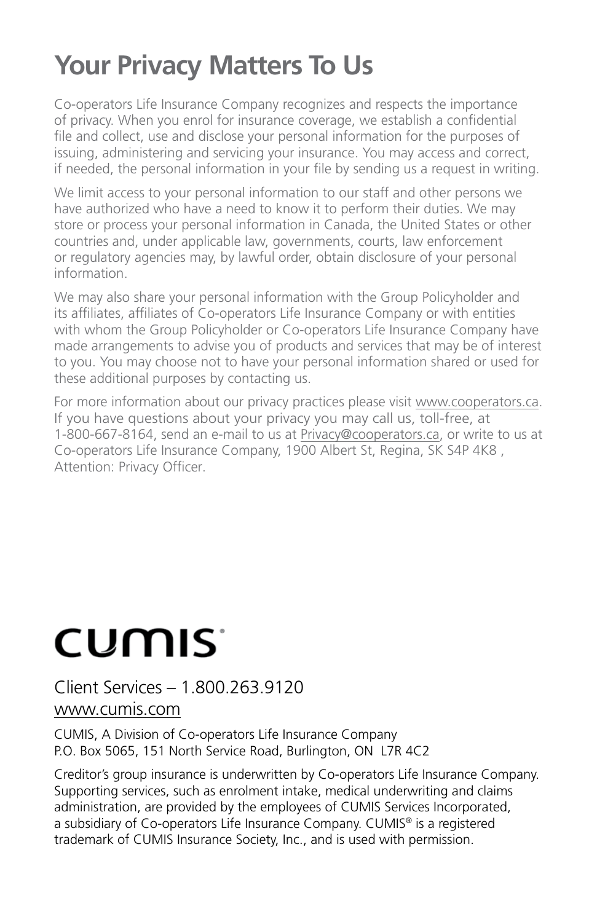# Your Privacy Matters To Us

Co-operators Life Insurance Company recognizes and respects the importance of privacy. When you enrol for insurance coverage, we establish a confidential file and collect, use and disclose your personal information for the purposes of issuing, administering and servicing your insurance. You may access and correct, if needed, the personal information in your file by sending us a request in writing.

We limit access to your personal information to our staff and other persons we have authorized who have a need to know it to perform their duties. We may store or process your personal information in Canada, the United States or other countries and, under applicable law, governments, courts, law enforcement or regulatory agencies may, by lawful order, obtain disclosure of your personal information.

We may also share your personal information with the Group Policyholder and its affiliates, affiliates of Co-operators Life Insurance Company or with entities with whom the Group Policyholder or Co-operators Life Insurance Company have made arrangements to advise you of products and services that may be of interest to you. You may choose not to have your personal information shared or used for these additional purposes by contacting us.

For more information about our privacy practices please visit www.cooperators.ca. If you have questions about your privacy you may call us, toll-free, at 1-800-667-8164, send an e-mail to us at Privacy@cooperators.ca, or write to us at Co-operators Life Insurance Company, 1900 Albert St, Regina, SK S4P 4K8 , Attention: Privacy Officer.

CUMIS®

Client Services – 1.800.263.9120
www.cumis.com

CUMIS, A Division of Co-operators Life Insurance Company
P.O. Box 5065, 151 North Service Road, Burlington, ON L7R 4C2

Creditor's group insurance is underwritten by Co-operators Life Insurance Company. Supporting services, such as enrolment intake, medical underwriting and claims administration, are provided by the employees of CUMIS Services Incorporated, a subsidiary of Co-operators Life Insurance Company. CUMIS® is a registered trademark of CUMIS Insurance Society, Inc., and is used with permission.